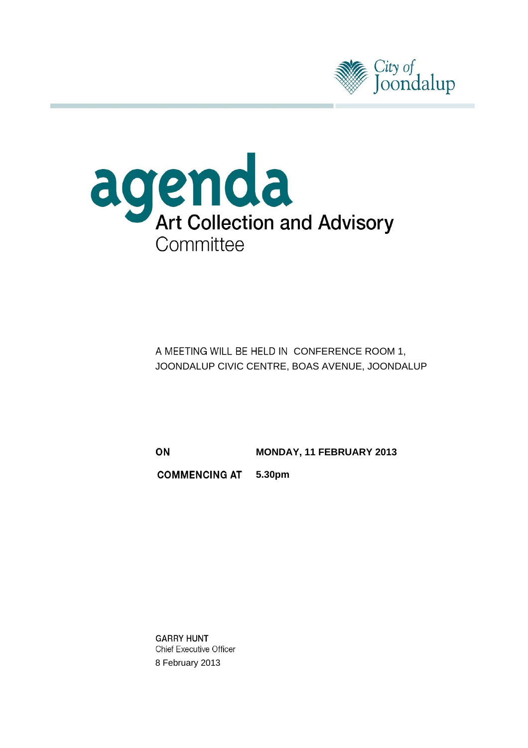City of Joondalup

# agenda

## Art Collection and Advisory Committee

A MEETING WILL BE HELD IN CONFERENCE ROOM 1, JOONDALUP CIVIC CENTRE, BOAS AVENUE, JOONDALUP

**ON** **MONDAY, 11 FEBRUARY 2013**

**COMMENCING AT** **5.30pm**

**GARRY HUNT**
Chief Executive Officer
8 February 2013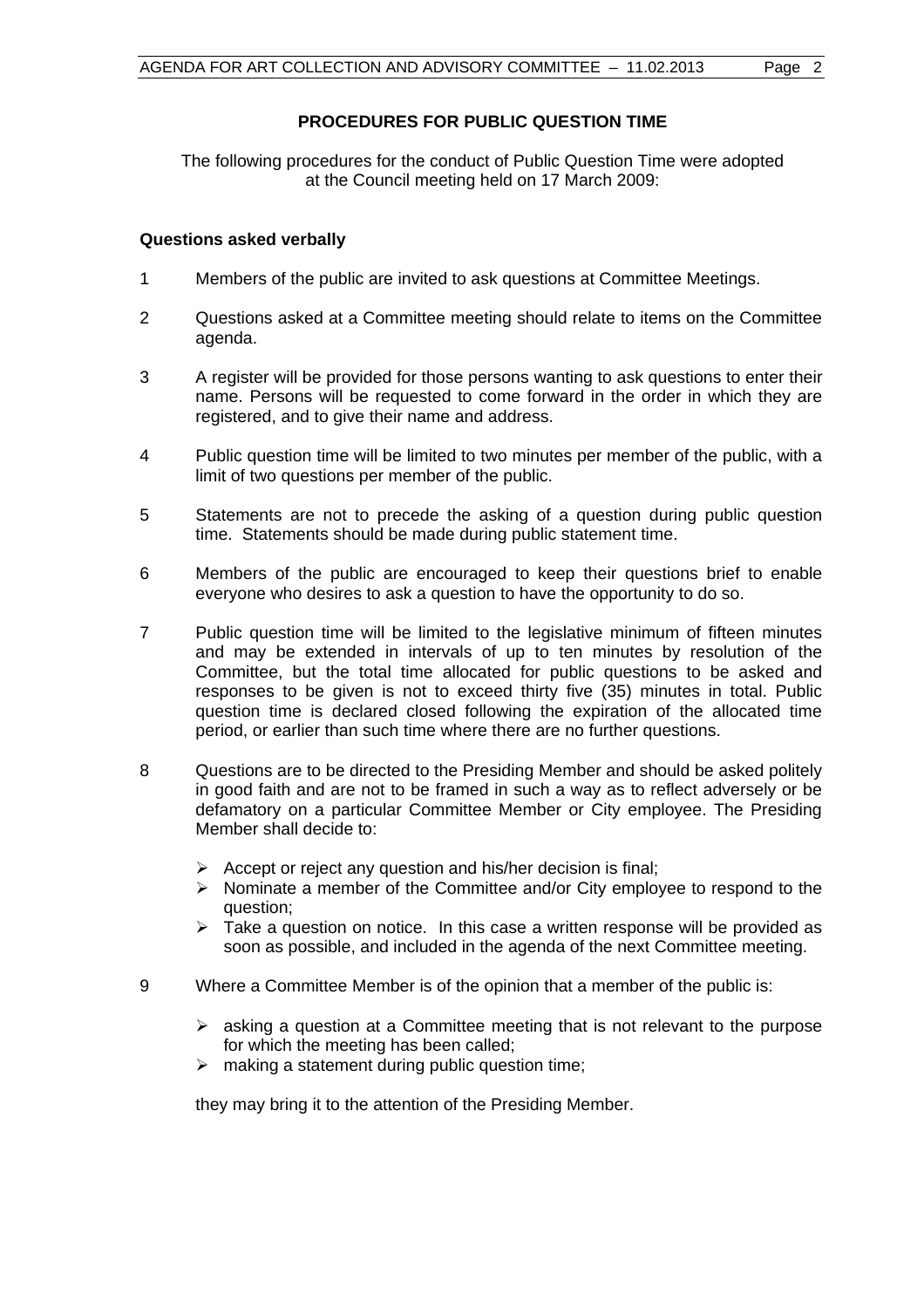## PROCEDURES FOR PUBLIC QUESTION TIME

The following procedures for the conduct of Public Question Time were adopted at the Council meeting held on 17 March 2009:

### Questions asked verbally

1. Members of the public are invited to ask questions at Committee Meetings.

2. Questions asked at a Committee meeting should relate to items on the Committee agenda.

3. A register will be provided for those persons wanting to ask questions to enter their name. Persons will be requested to come forward in the order in which they are registered, and to give their name and address.

4. Public question time will be limited to two minutes per member of the public, with a limit of two questions per member of the public.

5. Statements are not to precede the asking of a question during public question time. Statements should be made during public statement time.

6. Members of the public are encouraged to keep their questions brief to enable everyone who desires to ask a question to have the opportunity to do so.

7. Public question time will be limited to the legislative minimum of fifteen minutes and may be extended in intervals of up to ten minutes by resolution of the Committee, but the total time allocated for public questions to be asked and responses to be given is not to exceed thirty five (35) minutes in total. Public question time is declared closed following the expiration of the allocated time period, or earlier than such time where there are no further questions.

8. Questions are to be directed to the Presiding Member and should be asked politely in good faith and are not to be framed in such a way as to reflect adversely or be defamatory on a particular Committee Member or City employee. The Presiding Member shall decide to:

   - Accept or reject any question and his/her decision is final;
   - Nominate a member of the Committee and/or City employee to respond to the question;
   - Take a question on notice. In this case a written response will be provided as soon as possible, and included in the agenda of the next Committee meeting.

9. Where a Committee Member is of the opinion that a member of the public is:

   - asking a question at a Committee meeting that is not relevant to the purpose for which the meeting has been called;
   - making a statement during public question time;

   they may bring it to the attention of the Presiding Member.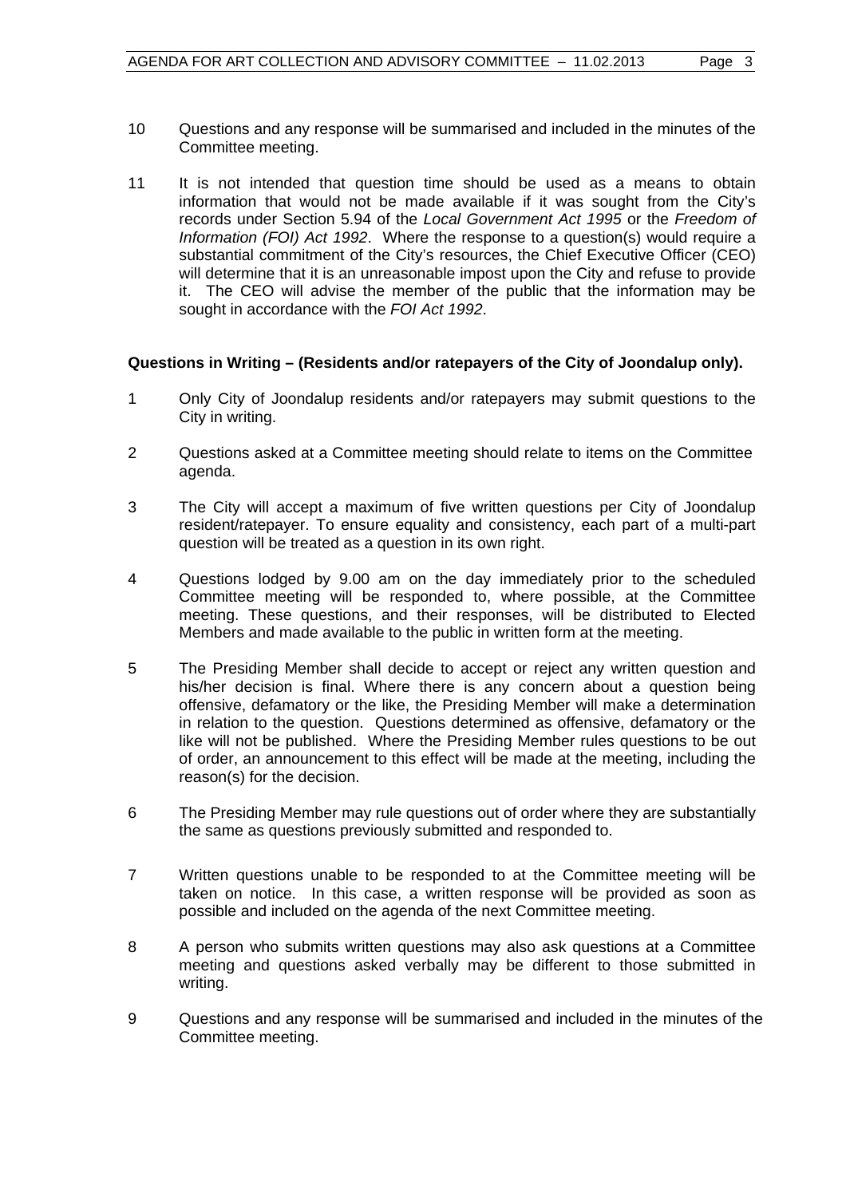10 Questions and any response will be summarised and included in the minutes of the Committee meeting.

11 It is not intended that question time should be used as a means to obtain information that would not be made available if it was sought from the City's records under Section 5.94 of the *Local Government Act 1995* or the *Freedom of Information (FOI) Act 1992*. Where the response to a question(s) would require a substantial commitment of the City's resources, the Chief Executive Officer (CEO) will determine that it is an unreasonable impost upon the City and refuse to provide it. The CEO will advise the member of the public that the information may be sought in accordance with the *FOI Act 1992*.

**Questions in Writing – (Residents and/or ratepayers of the City of Joondalup only).**

1 Only City of Joondalup residents and/or ratepayers may submit questions to the City in writing.

2 Questions asked at a Committee meeting should relate to items on the Committee agenda.

3 The City will accept a maximum of five written questions per City of Joondalup resident/ratepayer. To ensure equality and consistency, each part of a multi-part question will be treated as a question in its own right.

4 Questions lodged by 9.00 am on the day immediately prior to the scheduled Committee meeting will be responded to, where possible, at the Committee meeting. These questions, and their responses, will be distributed to Elected Members and made available to the public in written form at the meeting.

5 The Presiding Member shall decide to accept or reject any written question and his/her decision is final. Where there is any concern about a question being offensive, defamatory or the like, the Presiding Member will make a determination in relation to the question. Questions determined as offensive, defamatory or the like will not be published. Where the Presiding Member rules questions to be out of order, an announcement to this effect will be made at the meeting, including the reason(s) for the decision.

6 The Presiding Member may rule questions out of order where they are substantially the same as questions previously submitted and responded to.

7 Written questions unable to be responded to at the Committee meeting will be taken on notice. In this case, a written response will be provided as soon as possible and included on the agenda of the next Committee meeting.

8 A person who submits written questions may also ask questions at a Committee meeting and questions asked verbally may be different to those submitted in writing.

9 Questions and any response will be summarised and included in the minutes of the Committee meeting.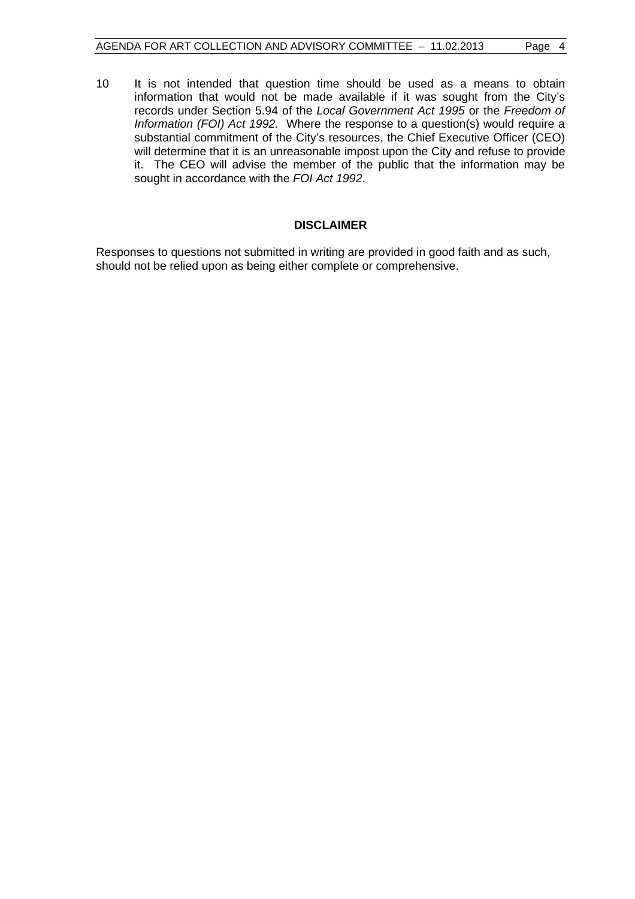10 It is not intended that question time should be used as a means to obtain information that would not be made available if it was sought from the City's records under Section 5.94 of the *Local Government Act 1995* or the *Freedom of Information (FOI) Act 1992.* Where the response to a question(s) would require a substantial commitment of the City's resources, the Chief Executive Officer (CEO) will determine that it is an unreasonable impost upon the City and refuse to provide it. The CEO will advise the member of the public that the information may be sought in accordance with the *FOI Act 1992*.

## DISCLAIMER

Responses to questions not submitted in writing are provided in good faith and as such, should not be relied upon as being either complete or comprehensive.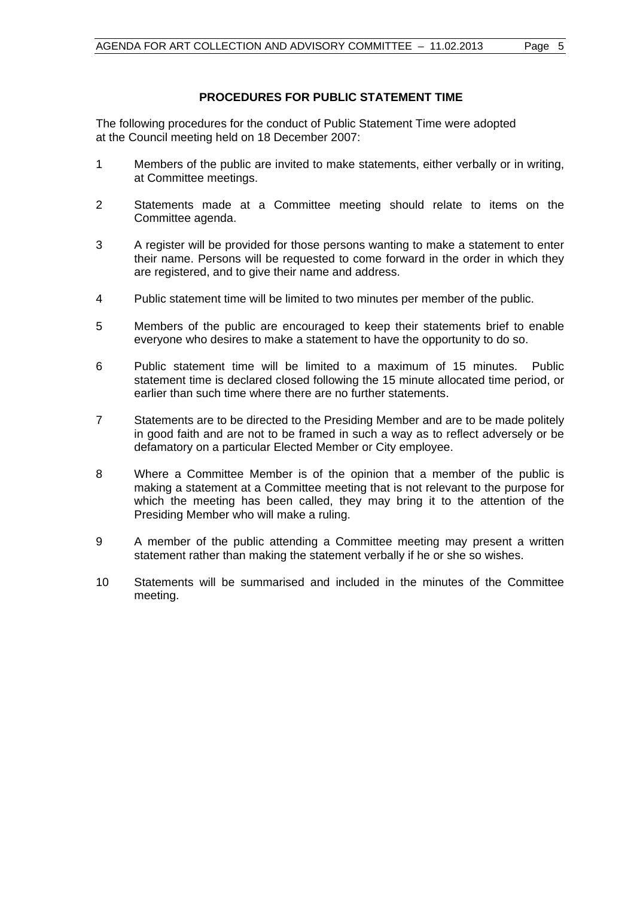## PROCEDURES FOR PUBLIC STATEMENT TIME

The following procedures for the conduct of Public Statement Time were adopted at the Council meeting held on 18 December 2007:

1. Members of the public are invited to make statements, either verbally or in writing, at Committee meetings.

2. Statements made at a Committee meeting should relate to items on the Committee agenda.

3. A register will be provided for those persons wanting to make a statement to enter their name. Persons will be requested to come forward in the order in which they are registered, and to give their name and address.

4. Public statement time will be limited to two minutes per member of the public.

5. Members of the public are encouraged to keep their statements brief to enable everyone who desires to make a statement to have the opportunity to do so.

6. Public statement time will be limited to a maximum of 15 minutes. Public statement time is declared closed following the 15 minute allocated time period, or earlier than such time where there are no further statements.

7. Statements are to be directed to the Presiding Member and are to be made politely in good faith and are not to be framed in such a way as to reflect adversely or be defamatory on a particular Elected Member or City employee.

8. Where a Committee Member is of the opinion that a member of the public is making a statement at a Committee meeting that is not relevant to the purpose for which the meeting has been called, they may bring it to the attention of the Presiding Member who will make a ruling.

9. A member of the public attending a Committee meeting may present a written statement rather than making the statement verbally if he or she so wishes.

10. Statements will be summarised and included in the minutes of the Committee meeting.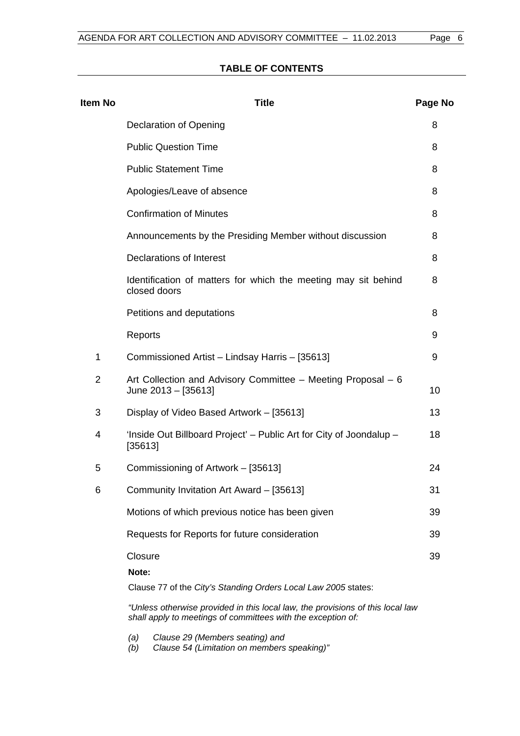## TABLE OF CONTENTS

| Item No | Title | Page No |
|---|---|---|
| | Declaration of Opening | 8 |
| | Public Question Time | 8 |
| | Public Statement Time | 8 |
| | Apologies/Leave of absence | 8 |
| | Confirmation of Minutes | 8 |
| | Announcements by the Presiding Member without discussion | 8 |
| | Declarations of Interest | 8 |
| | Identification of matters for which the meeting may sit behind closed doors | 8 |
| | Petitions and deputations | 8 |
| | Reports | 9 |
| 1 | Commissioned Artist – Lindsay Harris – [35613] | 9 |
| 2 | Art Collection and Advisory Committee – Meeting Proposal – 6 June 2013 – [35613] | 10 |
| 3 | Display of Video Based Artwork – [35613] | 13 |
| 4 | 'Inside Out Billboard Project' – Public Art for City of Joondalup – [35613] | 18 |
| 5 | Commissioning of Artwork – [35613] | 24 |
| 6 | Community Invitation Art Award – [35613] | 31 |
| | Motions of which previous notice has been given | 39 |
| | Requests for Reports for future consideration | 39 |
| | Closure | 39 |

**Note:**

Clause 77 of the *City's Standing Orders Local Law 2005* states:

*"Unless otherwise provided in this local law, the provisions of this local law shall apply to meetings of committees with the exception of:*

*(a) Clause 29 (Members seating) and*
*(b) Clause 54 (Limitation on members speaking)"*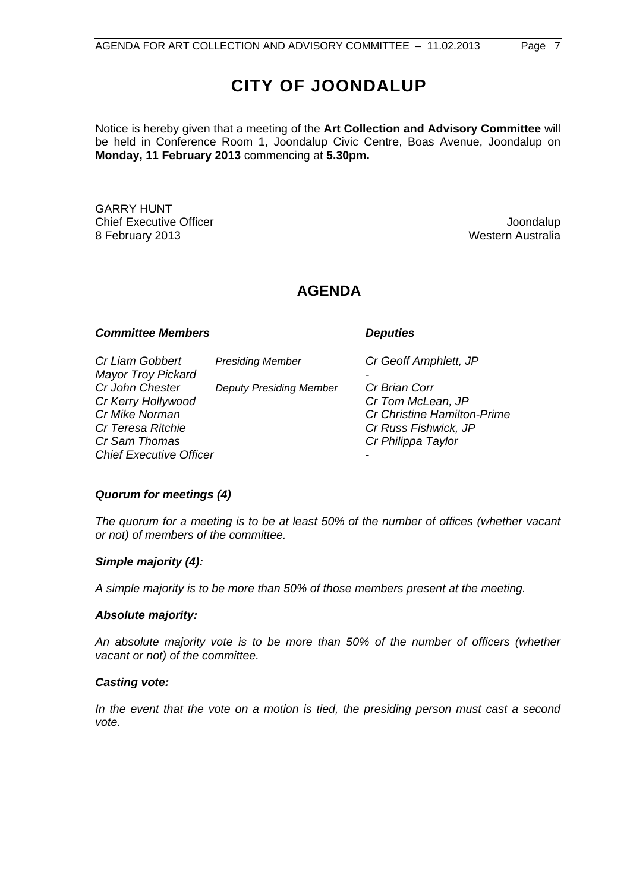# CITY OF JOONDALUP

Notice is hereby given that a meeting of the **Art Collection and Advisory Committee** will be held in Conference Room 1, Joondalup Civic Centre, Boas Avenue, Joondalup on **Monday, 11 February 2013** commencing at **5.30pm.**

GARRY HUNT
Chief Executive Officer
8 February 2013

Joondalup
Western Australia

## AGENDA

| ***Committee Members*** | | ***Deputies*** |
|---|---|---|
| *Cr Liam Gobbert* | *Presiding Member* | *Cr Geoff Amphlett, JP* |
| *Mayor Troy Pickard* | | *-* |
| *Cr John Chester* | *Deputy Presiding Member* | *Cr Brian Corr* |
| *Cr Kerry Hollywood* | | *Cr Tom McLean, JP* |
| *Cr Mike Norman* | | *Cr Christine Hamilton-Prime* |
| *Cr Teresa Ritchie* | | *Cr Russ Fishwick, JP* |
| *Cr Sam Thomas* | | *Cr Philippa Taylor* |
| *Chief Executive Officer* | | *-* |

***Quorum for meetings (4)***

*The quorum for a meeting is to be at least 50% of the number of offices (whether vacant or not) of members of the committee.*

***Simple majority (4):***

*A simple majority is to be more than 50% of those members present at the meeting.*

***Absolute majority:***

*An absolute majority vote is to be more than 50% of the number of officers (whether vacant or not) of the committee.*

***Casting vote:***

*In the event that the vote on a motion is tied, the presiding person must cast a second vote.*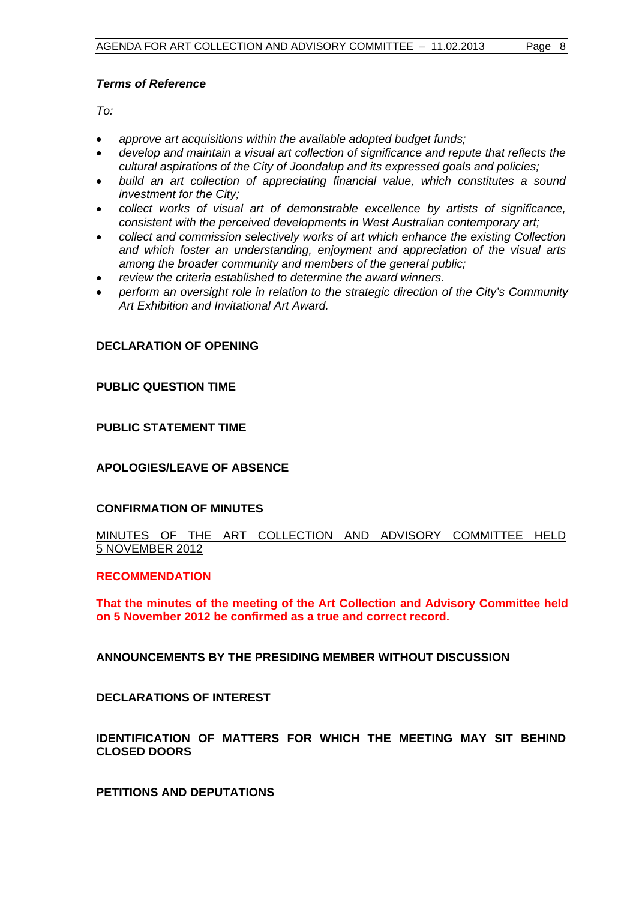***Terms of Reference***

*To:*

- *approve art acquisitions within the available adopted budget funds;*
- *develop and maintain a visual art collection of significance and repute that reflects the cultural aspirations of the City of Joondalup and its expressed goals and policies;*
- *build an art collection of appreciating financial value, which constitutes a sound investment for the City;*
- *collect works of visual art of demonstrable excellence by artists of significance, consistent with the perceived developments in West Australian contemporary art;*
- *collect and commission selectively works of art which enhance the existing Collection and which foster an understanding, enjoyment and appreciation of the visual arts among the broader community and members of the general public;*
- *review the criteria established to determine the award winners.*
- *perform an oversight role in relation to the strategic direction of the City's Community Art Exhibition and Invitational Art Award.*

**DECLARATION OF OPENING**

**PUBLIC QUESTION TIME**

**PUBLIC STATEMENT TIME**

**APOLOGIES/LEAVE OF ABSENCE**

**CONFIRMATION OF MINUTES**

MINUTES OF THE ART COLLECTION AND ADVISORY COMMITTEE HELD 5 NOVEMBER 2012

**RECOMMENDATION**

**That the minutes of the meeting of the Art Collection and Advisory Committee held on 5 November 2012 be confirmed as a true and correct record.**

**ANNOUNCEMENTS BY THE PRESIDING MEMBER WITHOUT DISCUSSION**

**DECLARATIONS OF INTEREST**

**IDENTIFICATION OF MATTERS FOR WHICH THE MEETING MAY SIT BEHIND CLOSED DOORS**

**PETITIONS AND DEPUTATIONS**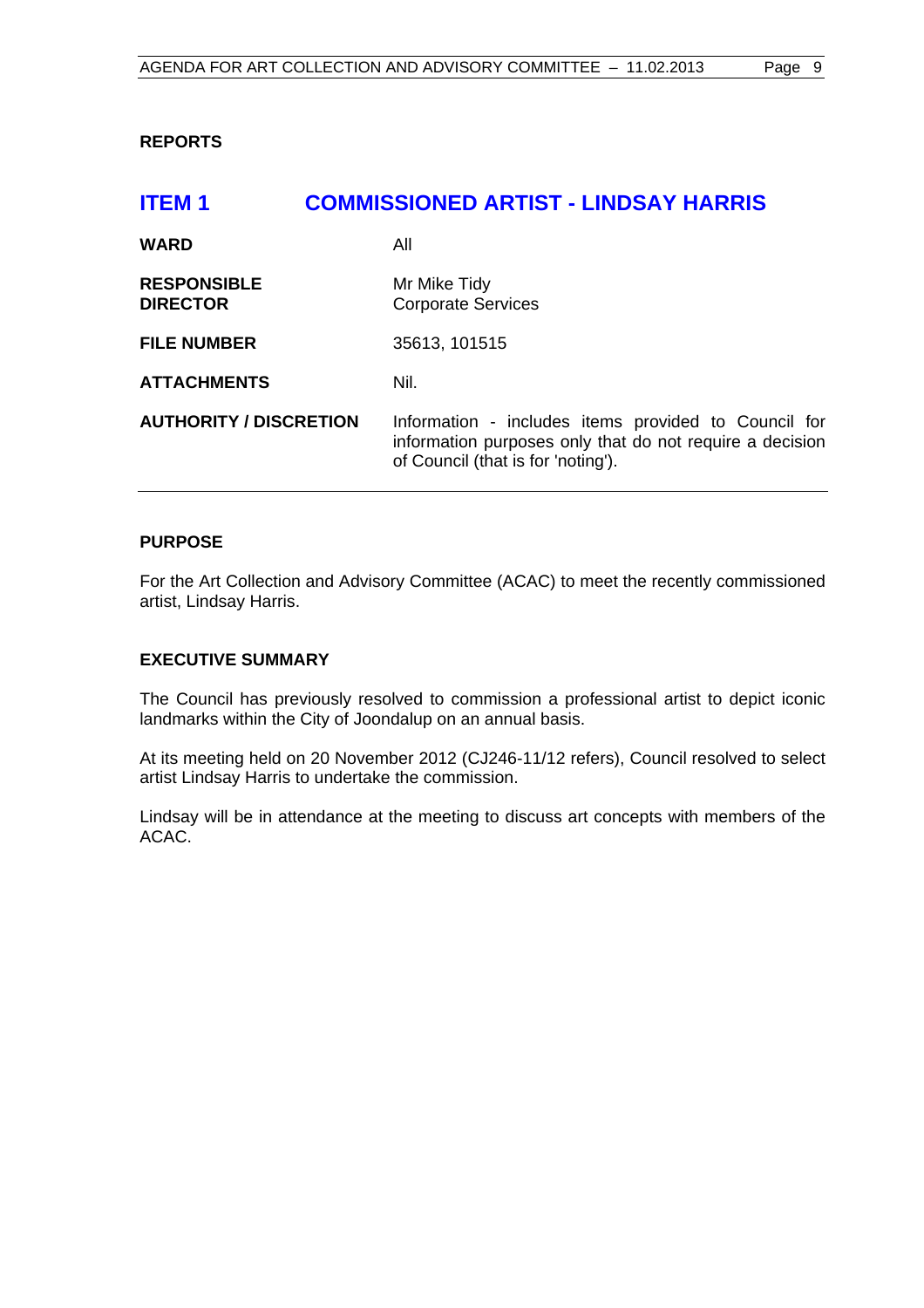## REPORTS

# ITEM 1 COMMISSIONED ARTIST - LINDSAY HARRIS

| | |
|---|---|
| **WARD** | All |
| **RESPONSIBLE DIRECTOR** | Mr Mike Tidy<br>Corporate Services |
| **FILE NUMBER** | 35613, 101515 |
| **ATTACHMENTS** | Nil. |
| **AUTHORITY / DISCRETION** | Information - includes items provided to Council for information purposes only that do not require a decision of Council (that is for 'noting'). |

### PURPOSE

For the Art Collection and Advisory Committee (ACAC) to meet the recently commissioned artist, Lindsay Harris.

### EXECUTIVE SUMMARY

The Council has previously resolved to commission a professional artist to depict iconic landmarks within the City of Joondalup on an annual basis.

At its meeting held on 20 November 2012 (CJ246-11/12 refers), Council resolved to select artist Lindsay Harris to undertake the commission.

Lindsay will be in attendance at the meeting to discuss art concepts with members of the ACAC.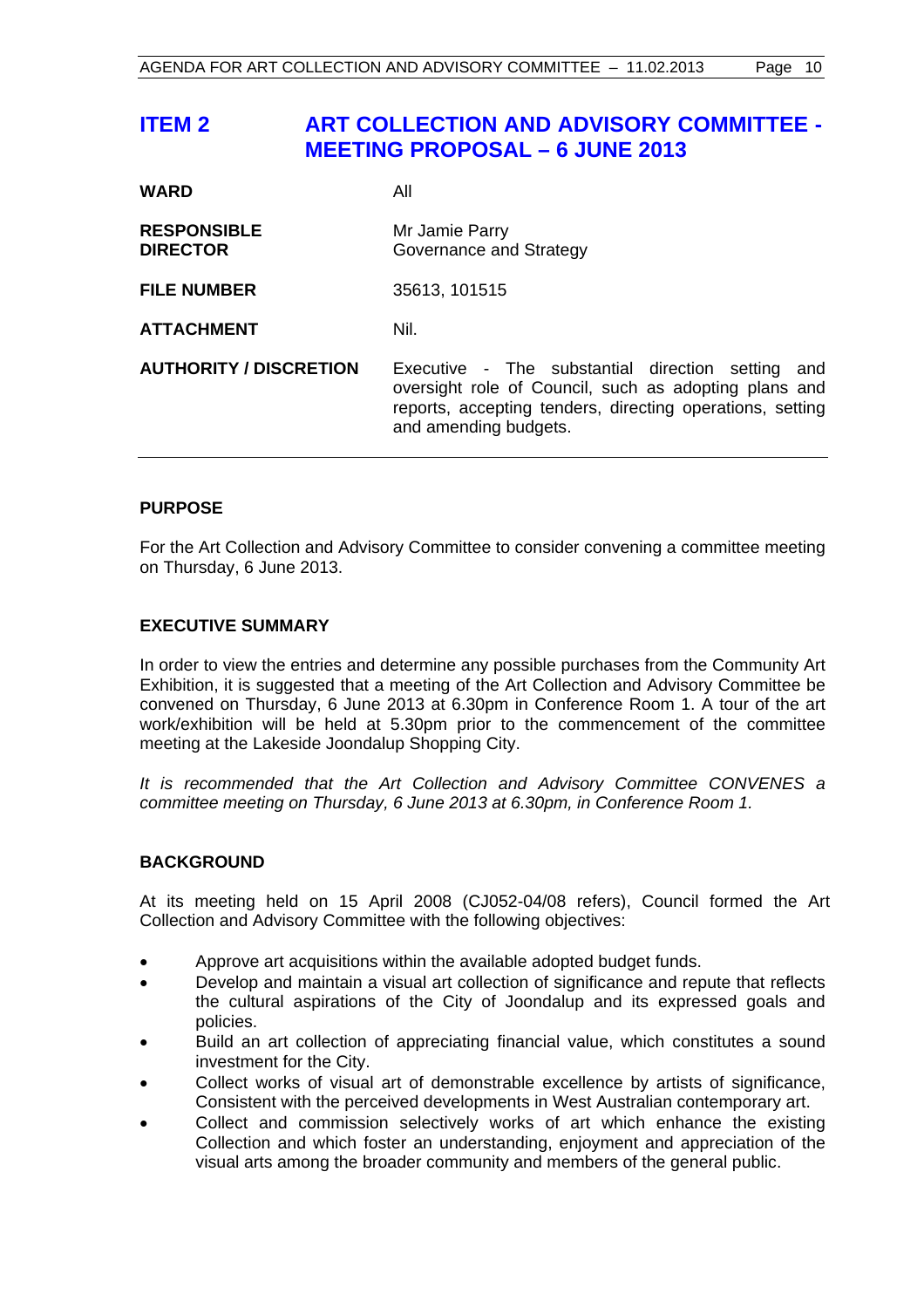# ITEM 2 ART COLLECTION AND ADVISORY COMMITTEE - MEETING PROPOSAL – 6 JUNE 2013

| | |
|---|---|
| **WARD** | All |
| **RESPONSIBLE DIRECTOR** | Mr Jamie Parry<br>Governance and Strategy |
| **FILE NUMBER** | 35613, 101515 |
| **ATTACHMENT** | Nil. |
| **AUTHORITY / DISCRETION** | Executive - The substantial direction setting and oversight role of Council, such as adopting plans and reports, accepting tenders, directing operations, setting and amending budgets. |

## PURPOSE

For the Art Collection and Advisory Committee to consider convening a committee meeting on Thursday, 6 June 2013.

## EXECUTIVE SUMMARY

In order to view the entries and determine any possible purchases from the Community Art Exhibition, it is suggested that a meeting of the Art Collection and Advisory Committee be convened on Thursday, 6 June 2013 at 6.30pm in Conference Room 1. A tour of the art work/exhibition will be held at 5.30pm prior to the commencement of the committee meeting at the Lakeside Joondalup Shopping City.

*It is recommended that the Art Collection and Advisory Committee CONVENES a committee meeting on Thursday, 6 June 2013 at 6.30pm, in Conference Room 1.*

## BACKGROUND

At its meeting held on 15 April 2008 (CJ052-04/08 refers), Council formed the Art Collection and Advisory Committee with the following objectives:

- Approve art acquisitions within the available adopted budget funds.
- Develop and maintain a visual art collection of significance and repute that reflects the cultural aspirations of the City of Joondalup and its expressed goals and policies.
- Build an art collection of appreciating financial value, which constitutes a sound investment for the City.
- Collect works of visual art of demonstrable excellence by artists of significance, Consistent with the perceived developments in West Australian contemporary art.
- Collect and commission selectively works of art which enhance the existing Collection and which foster an understanding, enjoyment and appreciation of the visual arts among the broader community and members of the general public.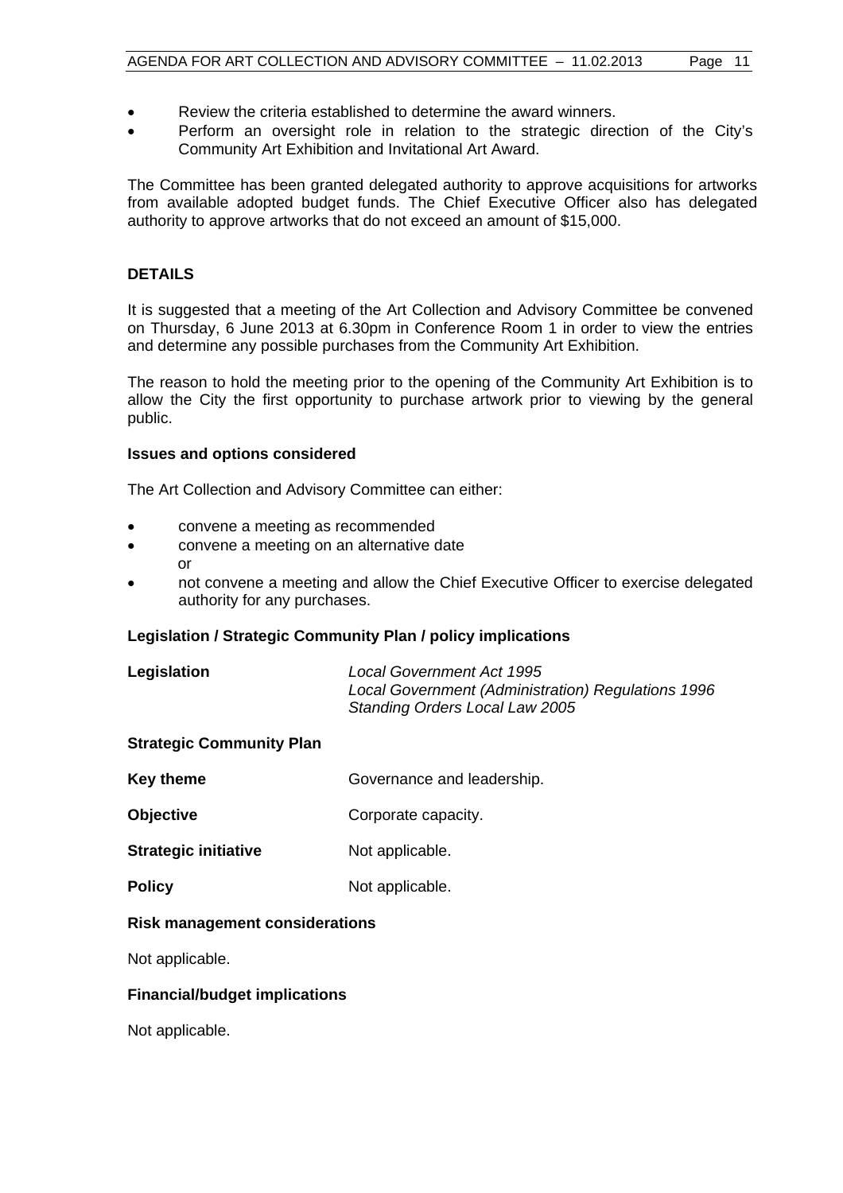- Review the criteria established to determine the award winners.
- Perform an oversight role in relation to the strategic direction of the City's Community Art Exhibition and Invitational Art Award.

The Committee has been granted delegated authority to approve acquisitions for artworks from available adopted budget funds. The Chief Executive Officer also has delegated authority to approve artworks that do not exceed an amount of $15,000.

## DETAILS

It is suggested that a meeting of the Art Collection and Advisory Committee be convened on Thursday, 6 June 2013 at 6.30pm in Conference Room 1 in order to view the entries and determine any possible purchases from the Community Art Exhibition.

The reason to hold the meeting prior to the opening of the Community Art Exhibition is to allow the City the first opportunity to purchase artwork prior to viewing by the general public.

### Issues and options considered

The Art Collection and Advisory Committee can either:

- convene a meeting as recommended
- convene a meeting on an alternative date
  or
- not convene a meeting and allow the Chief Executive Officer to exercise delegated authority for any purchases.

### Legislation / Strategic Community Plan / policy implications

**Legislation** *Local Government Act 1995*
*Local Government (Administration) Regulations 1996*
*Standing Orders Local Law 2005*

**Strategic Community Plan**

**Key theme** Governance and leadership.

**Objective** Corporate capacity.

**Strategic initiative** Not applicable.

**Policy** Not applicable.

### Risk management considerations

Not applicable.

### Financial/budget implications

Not applicable.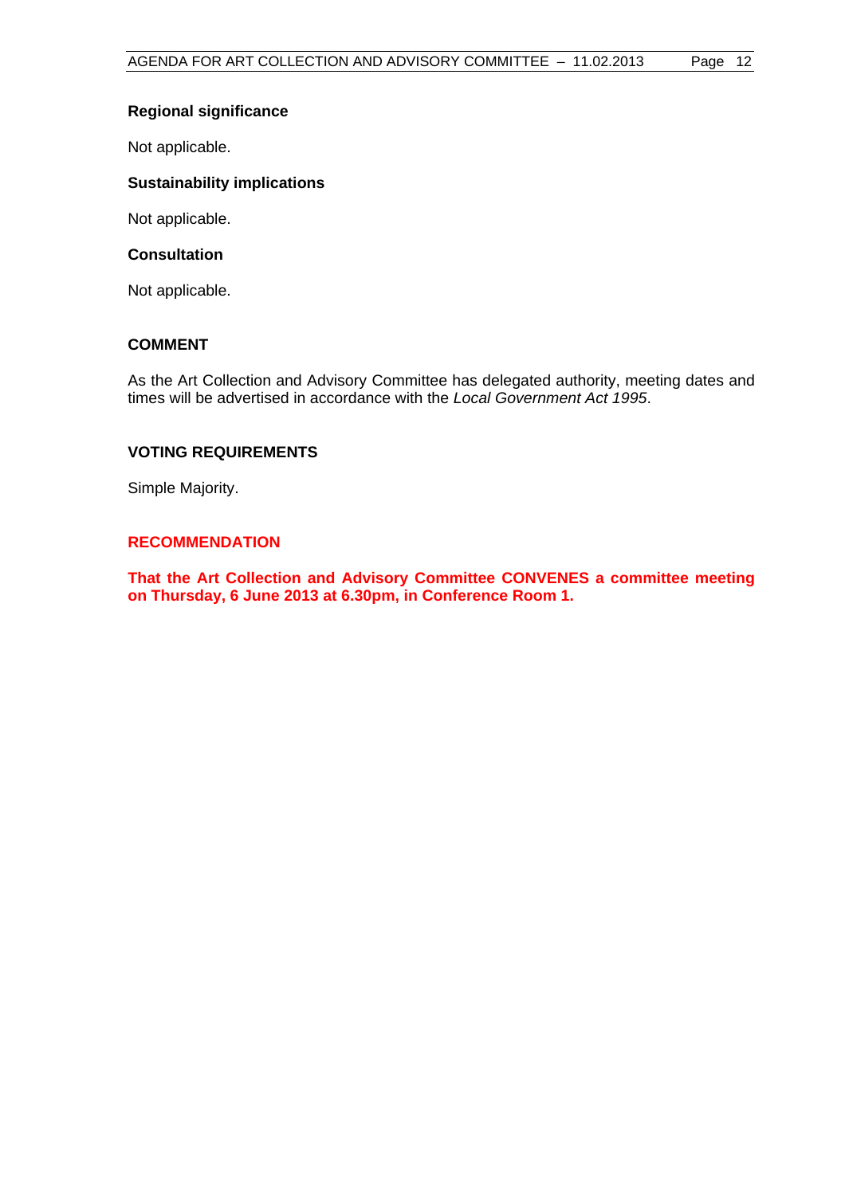**Regional significance**

Not applicable.

**Sustainability implications**

Not applicable.

**Consultation**

Not applicable.

## COMMENT

As the Art Collection and Advisory Committee has delegated authority, meeting dates and times will be advertised in accordance with the *Local Government Act 1995*.

## VOTING REQUIREMENTS

Simple Majority.

## RECOMMENDATION

**That the Art Collection and Advisory Committee CONVENES a committee meeting on Thursday, 6 June 2013 at 6.30pm, in Conference Room 1.**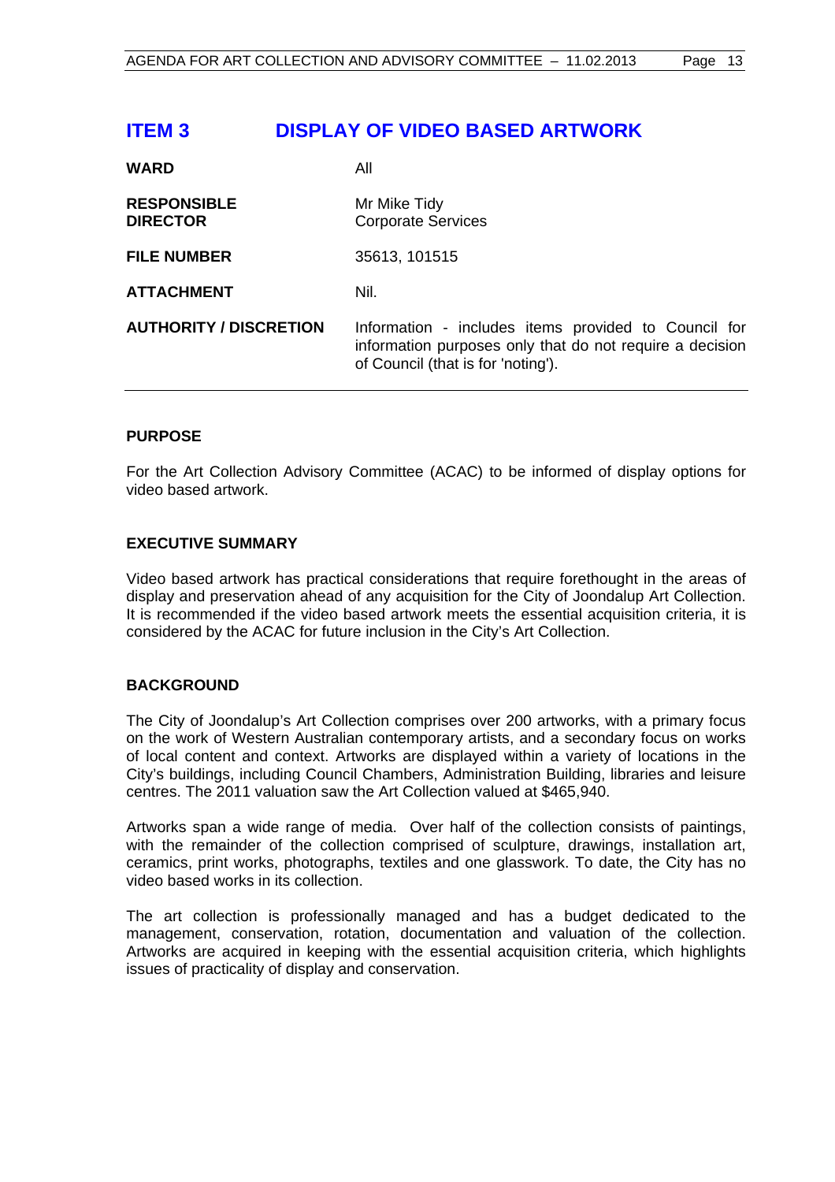# ITEM 3 DISPLAY OF VIDEO BASED ARTWORK

| | |
|---|---|
| **WARD** | All |
| **RESPONSIBLE DIRECTOR** | Mr Mike Tidy<br>Corporate Services |
| **FILE NUMBER** | 35613, 101515 |
| **ATTACHMENT** | Nil. |
| **AUTHORITY / DISCRETION** | Information - includes items provided to Council for information purposes only that do not require a decision of Council (that is for 'noting'). |

## PURPOSE

For the Art Collection Advisory Committee (ACAC) to be informed of display options for video based artwork.

## EXECUTIVE SUMMARY

Video based artwork has practical considerations that require forethought in the areas of display and preservation ahead of any acquisition for the City of Joondalup Art Collection. It is recommended if the video based artwork meets the essential acquisition criteria, it is considered by the ACAC for future inclusion in the City's Art Collection.

## BACKGROUND

The City of Joondalup's Art Collection comprises over 200 artworks, with a primary focus on the work of Western Australian contemporary artists, and a secondary focus on works of local content and context. Artworks are displayed within a variety of locations in the City's buildings, including Council Chambers, Administration Building, libraries and leisure centres. The 2011 valuation saw the Art Collection valued at $465,940.

Artworks span a wide range of media. Over half of the collection consists of paintings, with the remainder of the collection comprised of sculpture, drawings, installation art, ceramics, print works, photographs, textiles and one glasswork. To date, the City has no video based works in its collection.

The art collection is professionally managed and has a budget dedicated to the management, conservation, rotation, documentation and valuation of the collection. Artworks are acquired in keeping with the essential acquisition criteria, which highlights issues of practicality of display and conservation.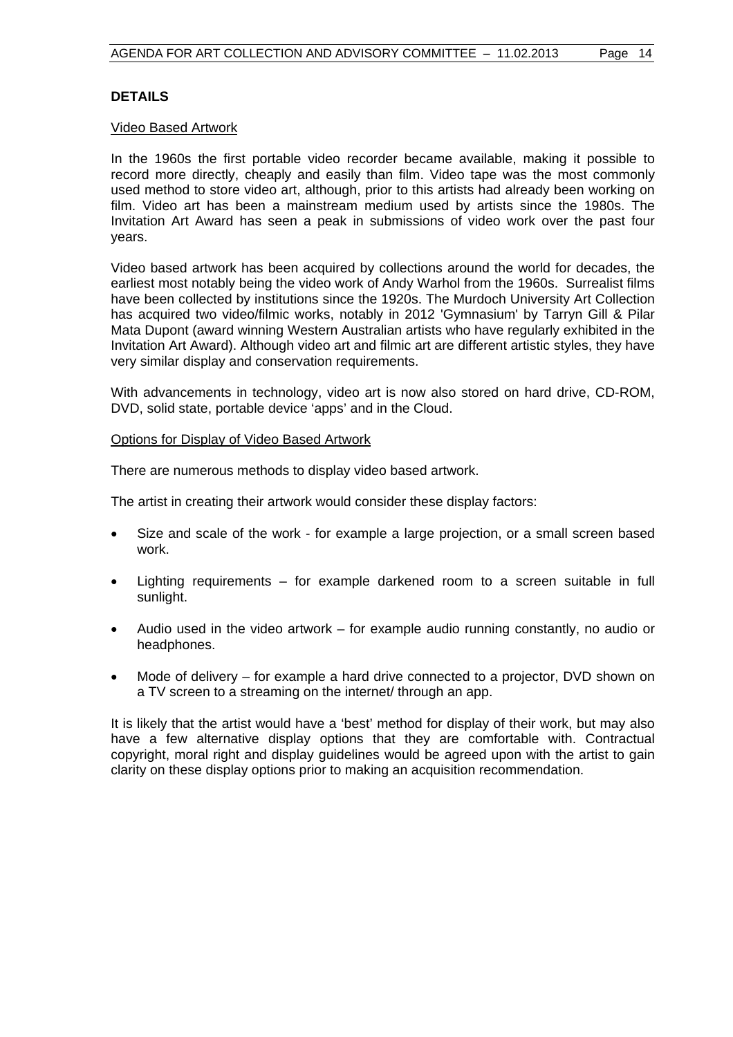## DETAILS

Video Based Artwork

In the 1960s the first portable video recorder became available, making it possible to record more directly, cheaply and easily than film. Video tape was the most commonly used method to store video art, although, prior to this artists had already been working on film. Video art has been a mainstream medium used by artists since the 1980s. The Invitation Art Award has seen a peak in submissions of video work over the past four years.

Video based artwork has been acquired by collections around the world for decades, the earliest most notably being the video work of Andy Warhol from the 1960s. Surrealist films have been collected by institutions since the 1920s. The Murdoch University Art Collection has acquired two video/filmic works, notably in 2012 'Gymnasium' by Tarryn Gill & Pilar Mata Dupont (award winning Western Australian artists who have regularly exhibited in the Invitation Art Award). Although video art and filmic art are different artistic styles, they have very similar display and conservation requirements.

With advancements in technology, video art is now also stored on hard drive, CD-ROM, DVD, solid state, portable device 'apps' and in the Cloud.

Options for Display of Video Based Artwork

There are numerous methods to display video based artwork.

The artist in creating their artwork would consider these display factors:

- Size and scale of the work - for example a large projection, or a small screen based work.
- Lighting requirements – for example darkened room to a screen suitable in full sunlight.
- Audio used in the video artwork – for example audio running constantly, no audio or headphones.
- Mode of delivery – for example a hard drive connected to a projector, DVD shown on a TV screen to a streaming on the internet/ through an app.

It is likely that the artist would have a 'best' method for display of their work, but may also have a few alternative display options that they are comfortable with. Contractual copyright, moral right and display guidelines would be agreed upon with the artist to gain clarity on these display options prior to making an acquisition recommendation.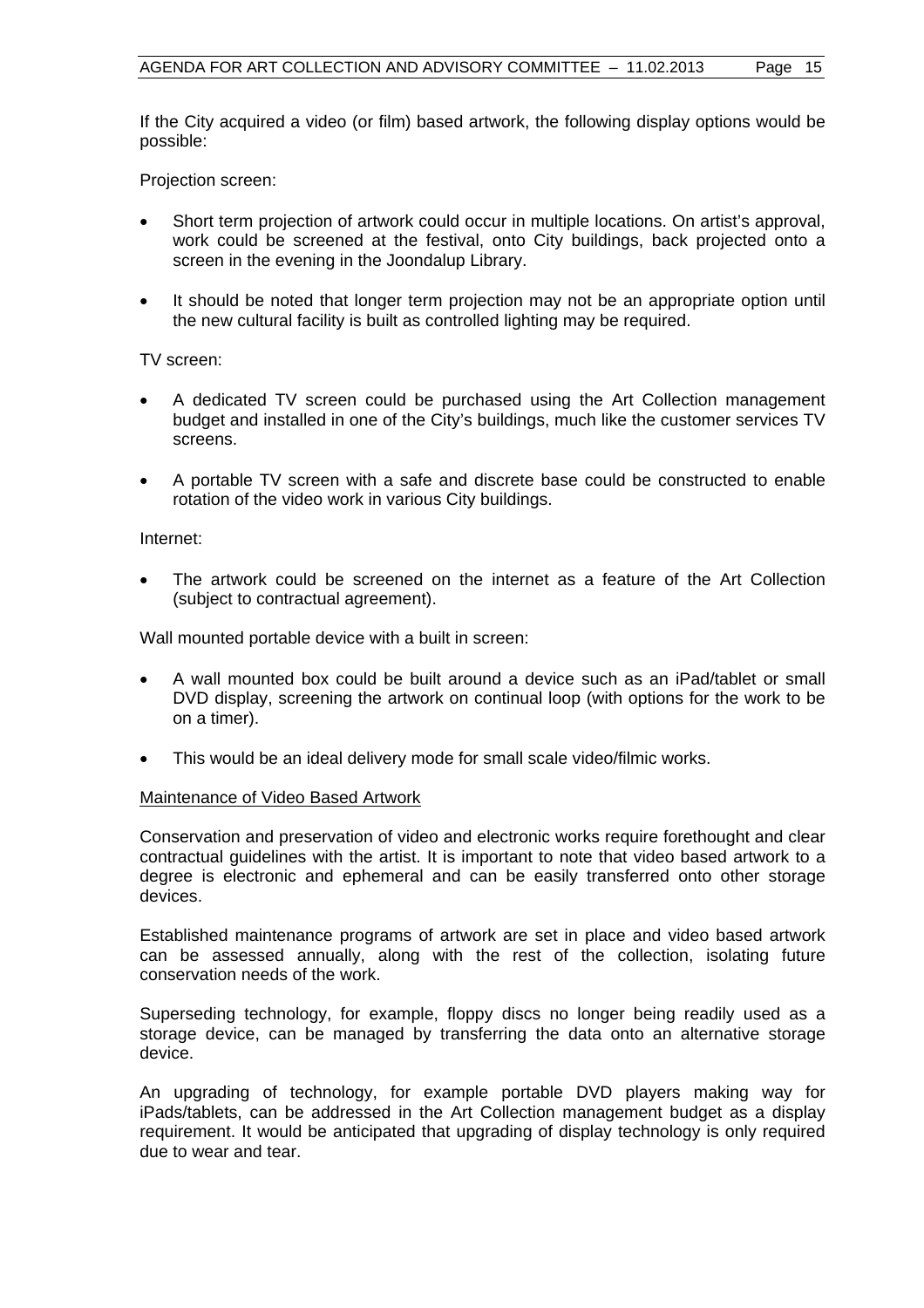If the City acquired a video (or film) based artwork, the following display options would be possible:

Projection screen:

- Short term projection of artwork could occur in multiple locations. On artist's approval, work could be screened at the festival, onto City buildings, back projected onto a screen in the evening in the Joondalup Library.
- It should be noted that longer term projection may not be an appropriate option until the new cultural facility is built as controlled lighting may be required.

TV screen:

- A dedicated TV screen could be purchased using the Art Collection management budget and installed in one of the City's buildings, much like the customer services TV screens.
- A portable TV screen with a safe and discrete base could be constructed to enable rotation of the video work in various City buildings.

Internet:

- The artwork could be screened on the internet as a feature of the Art Collection (subject to contractual agreement).

Wall mounted portable device with a built in screen:

- A wall mounted box could be built around a device such as an iPad/tablet or small DVD display, screening the artwork on continual loop (with options for the work to be on a timer).
- This would be an ideal delivery mode for small scale video/filmic works.

<u>Maintenance of Video Based Artwork</u>

Conservation and preservation of video and electronic works require forethought and clear contractual guidelines with the artist. It is important to note that video based artwork to a degree is electronic and ephemeral and can be easily transferred onto other storage devices.

Established maintenance programs of artwork are set in place and video based artwork can be assessed annually, along with the rest of the collection, isolating future conservation needs of the work.

Superseding technology, for example, floppy discs no longer being readily used as a storage device, can be managed by transferring the data onto an alternative storage device.

An upgrading of technology, for example portable DVD players making way for iPads/tablets, can be addressed in the Art Collection management budget as a display requirement. It would be anticipated that upgrading of display technology is only required due to wear and tear.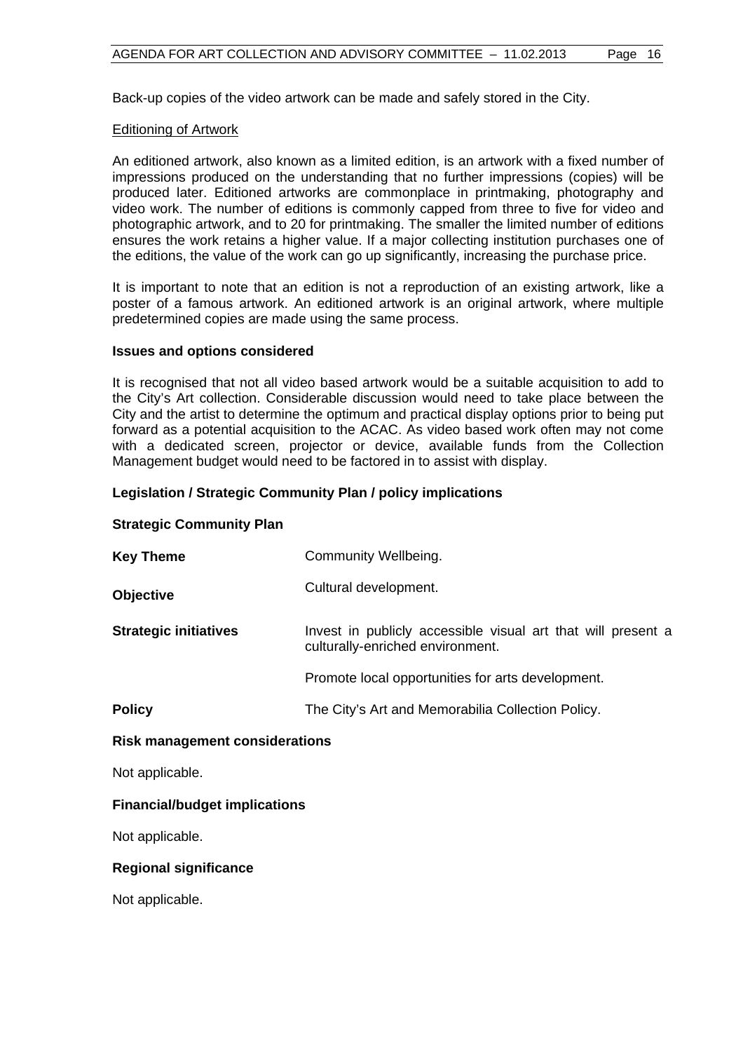Back-up copies of the video artwork can be made and safely stored in the City.

Editioning of Artwork

An editioned artwork, also known as a limited edition, is an artwork with a fixed number of impressions produced on the understanding that no further impressions (copies) will be produced later. Editioned artworks are commonplace in printmaking, photography and video work. The number of editions is commonly capped from three to five for video and photographic artwork, and to 20 for printmaking. The smaller the limited number of editions ensures the work retains a higher value. If a major collecting institution purchases one of the editions, the value of the work can go up significantly, increasing the purchase price.

It is important to note that an edition is not a reproduction of an existing artwork, like a poster of a famous artwork. An editioned artwork is an original artwork, where multiple predetermined copies are made using the same process.

**Issues and options considered**

It is recognised that not all video based artwork would be a suitable acquisition to add to the City's Art collection. Considerable discussion would need to take place between the City and the artist to determine the optimum and practical display options prior to being put forward as a potential acquisition to the ACAC. As video based work often may not come with a dedicated screen, projector or device, available funds from the Collection Management budget would need to be factored in to assist with display.

**Legislation / Strategic Community Plan / policy implications**

**Strategic Community Plan**

| | |
|---|---|
| **Key Theme** | Community Wellbeing. |
| **Objective** | Cultural development. |
| **Strategic initiatives** | Invest in publicly accessible visual art that will present a culturally-enriched environment.<br><br>Promote local opportunities for arts development. |
| **Policy** | The City's Art and Memorabilia Collection Policy. |

**Risk management considerations**

Not applicable.

**Financial/budget implications**

Not applicable.

**Regional significance**

Not applicable.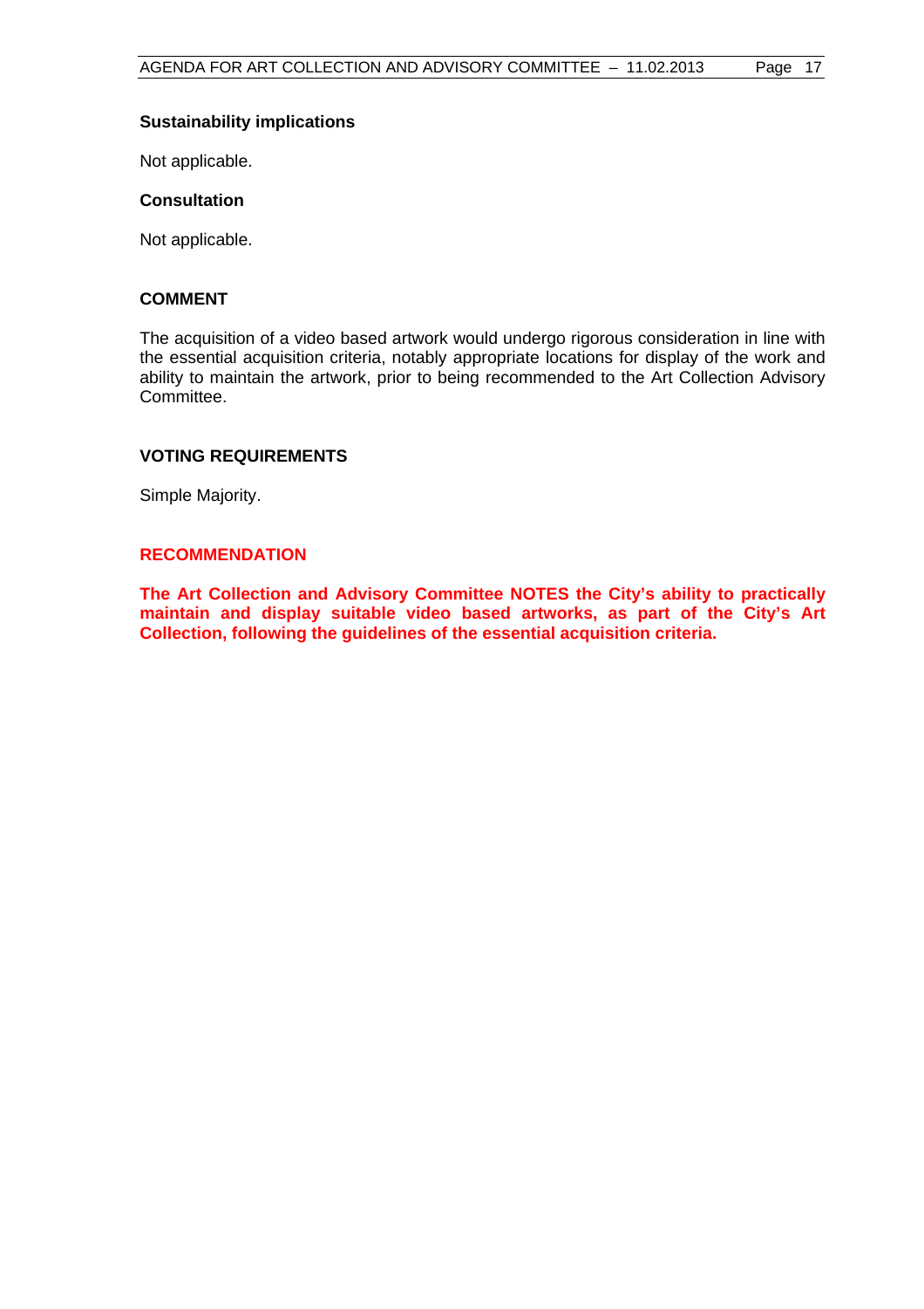### Sustainability implications

Not applicable.

### Consultation

Not applicable.

## COMMENT

The acquisition of a video based artwork would undergo rigorous consideration in line with the essential acquisition criteria, notably appropriate locations for display of the work and ability to maintain the artwork, prior to being recommended to the Art Collection Advisory Committee.

## VOTING REQUIREMENTS

Simple Majority.

## RECOMMENDATION

**The Art Collection and Advisory Committee NOTES the City's ability to practically maintain and display suitable video based artworks, as part of the City's Art Collection, following the guidelines of the essential acquisition criteria.**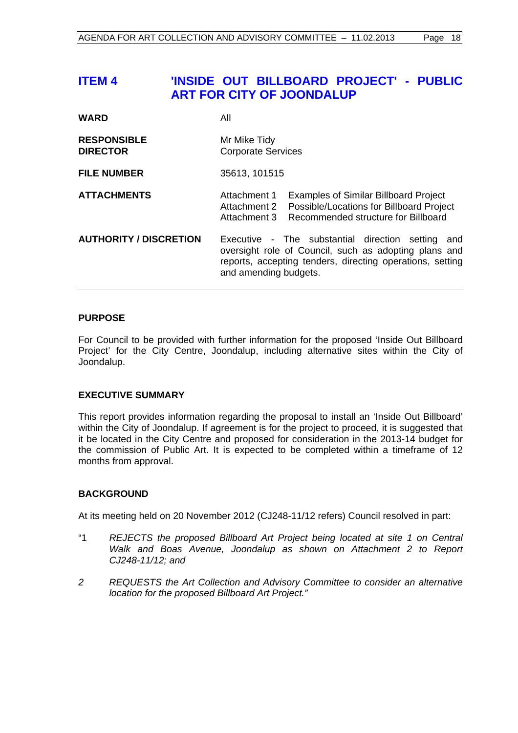# ITEM 4 'INSIDE OUT BILLBOARD PROJECT' - PUBLIC ART FOR CITY OF JOONDALUP

| | |
|---|---|
| **WARD** | All |
| **RESPONSIBLE DIRECTOR** | Mr Mike Tidy<br>Corporate Services |
| **FILE NUMBER** | 35613, 101515 |
| **ATTACHMENTS** | Attachment 1 Examples of Similar Billboard Project<br>Attachment 2 Possible/Locations for Billboard Project<br>Attachment 3 Recommended structure for Billboard |
| **AUTHORITY / DISCRETION** | Executive - The substantial direction setting and oversight role of Council, such as adopting plans and reports, accepting tenders, directing operations, setting and amending budgets. |

## PURPOSE

For Council to be provided with further information for the proposed 'Inside Out Billboard Project' for the City Centre, Joondalup, including alternative sites within the City of Joondalup.

## EXECUTIVE SUMMARY

This report provides information regarding the proposal to install an 'Inside Out Billboard' within the City of Joondalup. If agreement is for the project to proceed, it is suggested that it be located in the City Centre and proposed for consideration in the 2013-14 budget for the commission of Public Art. It is expected to be completed within a timeframe of 12 months from approval.

## BACKGROUND

At its meeting held on 20 November 2012 (CJ248-11/12 refers) Council resolved in part:

"1 *REJECTS the proposed Billboard Art Project being located at site 1 on Central Walk and Boas Avenue, Joondalup as shown on Attachment 2 to Report CJ248-11/12; and*

*2 REQUESTS the Art Collection and Advisory Committee to consider an alternative location for the proposed Billboard Art Project."*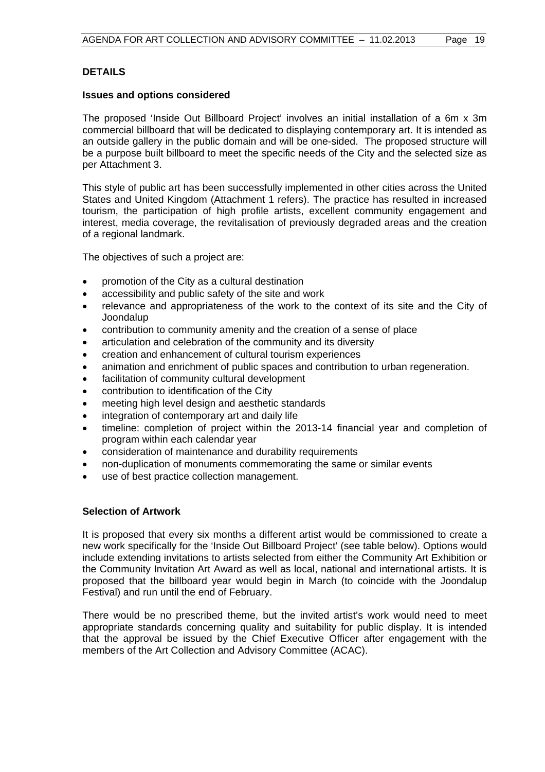## DETAILS

### Issues and options considered

The proposed 'Inside Out Billboard Project' involves an initial installation of a 6m x 3m commercial billboard that will be dedicated to displaying contemporary art. It is intended as an outside gallery in the public domain and will be one-sided. The proposed structure will be a purpose built billboard to meet the specific needs of the City and the selected size as per Attachment 3.

This style of public art has been successfully implemented in other cities across the United States and United Kingdom (Attachment 1 refers). The practice has resulted in increased tourism, the participation of high profile artists, excellent community engagement and interest, media coverage, the revitalisation of previously degraded areas and the creation of a regional landmark.

The objectives of such a project are:

- promotion of the City as a cultural destination
- accessibility and public safety of the site and work
- relevance and appropriateness of the work to the context of its site and the City of Joondalup
- contribution to community amenity and the creation of a sense of place
- articulation and celebration of the community and its diversity
- creation and enhancement of cultural tourism experiences
- animation and enrichment of public spaces and contribution to urban regeneration.
- facilitation of community cultural development
- contribution to identification of the City
- meeting high level design and aesthetic standards
- integration of contemporary art and daily life
- timeline: completion of project within the 2013-14 financial year and completion of program within each calendar year
- consideration of maintenance and durability requirements
- non-duplication of monuments commemorating the same or similar events
- use of best practice collection management.

### Selection of Artwork

It is proposed that every six months a different artist would be commissioned to create a new work specifically for the 'Inside Out Billboard Project' (see table below). Options would include extending invitations to artists selected from either the Community Art Exhibition or the Community Invitation Art Award as well as local, national and international artists. It is proposed that the billboard year would begin in March (to coincide with the Joondalup Festival) and run until the end of February.

There would be no prescribed theme, but the invited artist's work would need to meet appropriate standards concerning quality and suitability for public display. It is intended that the approval be issued by the Chief Executive Officer after engagement with the members of the Art Collection and Advisory Committee (ACAC).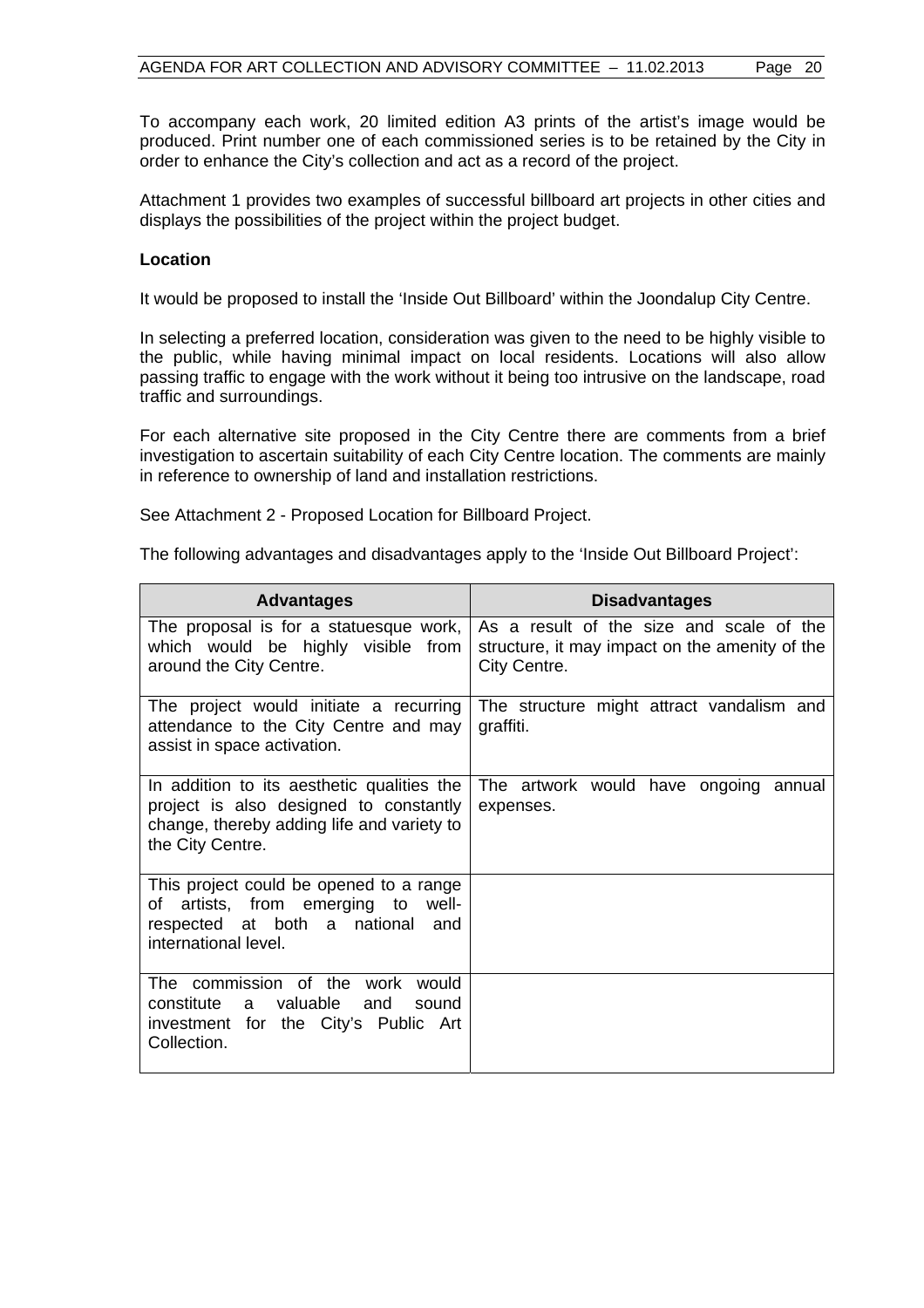To accompany each work, 20 limited edition A3 prints of the artist's image would be produced. Print number one of each commissioned series is to be retained by the City in order to enhance the City's collection and act as a record of the project.

Attachment 1 provides two examples of successful billboard art projects in other cities and displays the possibilities of the project within the project budget.

**Location**

It would be proposed to install the 'Inside Out Billboard' within the Joondalup City Centre.

In selecting a preferred location, consideration was given to the need to be highly visible to the public, while having minimal impact on local residents. Locations will also allow passing traffic to engage with the work without it being too intrusive on the landscape, road traffic and surroundings.

For each alternative site proposed in the City Centre there are comments from a brief investigation to ascertain suitability of each City Centre location. The comments are mainly in reference to ownership of land and installation restrictions.

See Attachment 2 - Proposed Location for Billboard Project.

The following advantages and disadvantages apply to the 'Inside Out Billboard Project':

| Advantages | Disadvantages |
|---|---|
| The proposal is for a statuesque work, which would be highly visible from around the City Centre. | As a result of the size and scale of the structure, it may impact on the amenity of the City Centre. |
| The project would initiate a recurring attendance to the City Centre and may assist in space activation. | The structure might attract vandalism and graffiti. |
| In addition to its aesthetic qualities the project is also designed to constantly change, thereby adding life and variety to the City Centre. | The artwork would have ongoing annual expenses. |
| This project could be opened to a range of artists, from emerging to well-respected at both a national and international level. | |
| The commission of the work would constitute a valuable and sound investment for the City's Public Art Collection. | |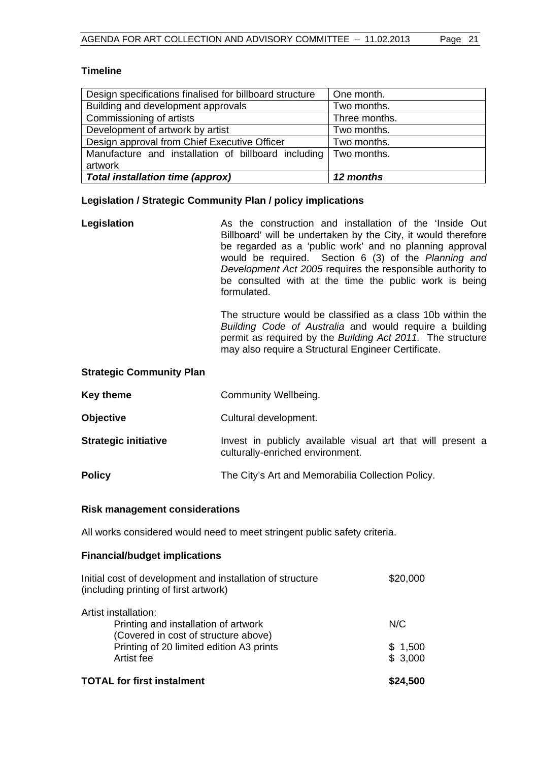**Timeline**

| Design specifications finalised for billboard structure | One month. |
|---|---|
| Building and development approvals | Two months. |
| Commissioning of artists | Three months. |
| Development of artwork by artist | Two months. |
| Design approval from Chief Executive Officer | Two months. |
| Manufacture and installation of billboard including artwork | Two months. |
| ***Total installation time (approx)*** | ***12 months*** |

**Legislation / Strategic Community Plan / policy implications**

**Legislation**

As the construction and installation of the 'Inside Out Billboard' will be undertaken by the City, it would therefore be regarded as a 'public work' and no planning approval would be required. Section 6 (3) of the *Planning and Development Act 2005* requires the responsible authority to be consulted with at the time the public work is being formulated.

The structure would be classified as a class 10b within the *Building Code of Australia* and would require a building permit as required by the *Building Act 2011.* The structure may also require a Structural Engineer Certificate.

**Strategic Community Plan**

**Key theme** Community Wellbeing.

**Objective** Cultural development.

**Strategic initiative** Invest in publicly available visual art that will present a culturally-enriched environment.

**Policy** The City's Art and Memorabilia Collection Policy.

**Risk management considerations**

All works considered would need to meet stringent public safety criteria.

**Financial/budget implications**

| | |
|---|---|
| Initial cost of development and installation of structure (including printing of first artwork) | $20,000 |
| Artist installation: | |
| Printing and installation of artwork (Covered in cost of structure above) | N/C |
| Printing of 20 limited edition A3 prints | $ 1,500 |
| Artist fee | $ 3,000 |
| **TOTAL for first instalment** | **$24,500** |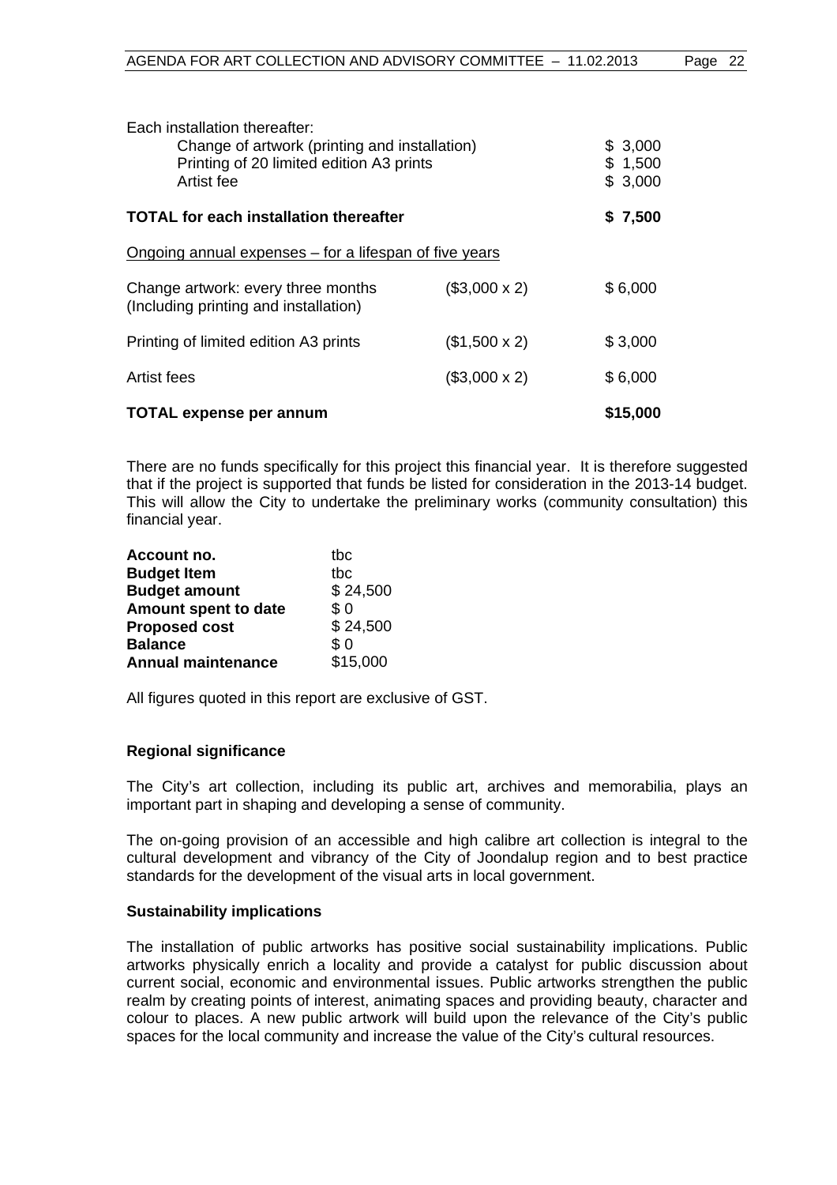Each installation thereafter:

| | | |
|---|---|---|
| Change of artwork (printing and installation) | | $ 3,000 |
| Printing of 20 limited edition A3 prints | | $ 1,500 |
| Artist fee | | $ 3,000 |
| **TOTAL for each installation thereafter** | | **$ 7,500** |

Ongoing annual expenses – for a lifespan of five years

| | | |
|---|---|---|
| Change artwork: every three months (Including printing and installation) | ($3,000 x 2) | $ 6,000 |
| Printing of limited edition A3 prints | ($1,500 x 2) | $ 3,000 |
| Artist fees | ($3,000 x 2) | $ 6,000 |
| **TOTAL expense per annum** | | **$15,000** |

There are no funds specifically for this project this financial year. It is therefore suggested that if the project is supported that funds be listed for consideration in the 2013-14 budget. This will allow the City to undertake the preliminary works (community consultation) this financial year.

| | |
|---|---|
| **Account no.** | tbc |
| **Budget Item** | tbc |
| **Budget amount** | $ 24,500 |
| **Amount spent to date** | $ 0 |
| **Proposed cost** | $ 24,500 |
| **Balance** | $ 0 |
| **Annual maintenance** | $15,000 |

All figures quoted in this report are exclusive of GST.

**Regional significance**

The City's art collection, including its public art, archives and memorabilia, plays an important part in shaping and developing a sense of community.

The on-going provision of an accessible and high calibre art collection is integral to the cultural development and vibrancy of the City of Joondalup region and to best practice standards for the development of the visual arts in local government.

**Sustainability implications**

The installation of public artworks has positive social sustainability implications. Public artworks physically enrich a locality and provide a catalyst for public discussion about current social, economic and environmental issues. Public artworks strengthen the public realm by creating points of interest, animating spaces and providing beauty, character and colour to places. A new public artwork will build upon the relevance of the City's public spaces for the local community and increase the value of the City's cultural resources.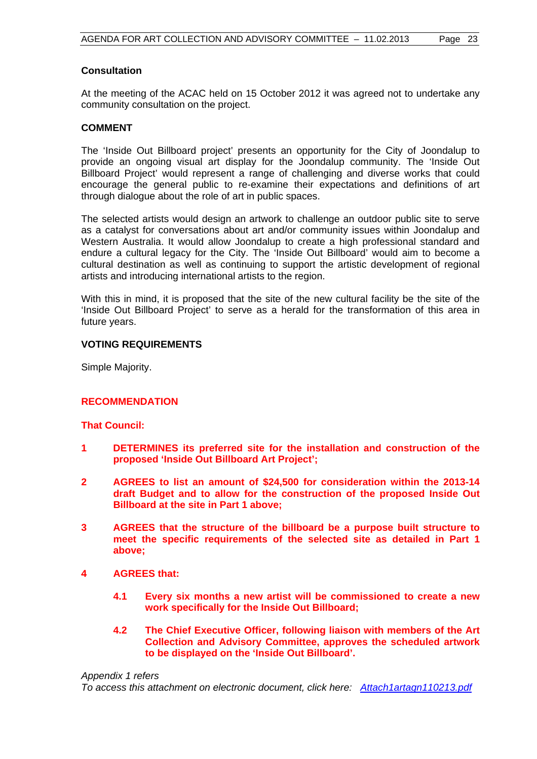**Consultation**

At the meeting of the ACAC held on 15 October 2012 it was agreed not to undertake any community consultation on the project.

**COMMENT**

The 'Inside Out Billboard project' presents an opportunity for the City of Joondalup to provide an ongoing visual art display for the Joondalup community. The 'Inside Out Billboard Project' would represent a range of challenging and diverse works that could encourage the general public to re-examine their expectations and definitions of art through dialogue about the role of art in public spaces.

The selected artists would design an artwork to challenge an outdoor public site to serve as a catalyst for conversations about art and/or community issues within Joondalup and Western Australia. It would allow Joondalup to create a high professional standard and endure a cultural legacy for the City. The 'Inside Out Billboard' would aim to become a cultural destination as well as continuing to support the artistic development of regional artists and introducing international artists to the region.

With this in mind, it is proposed that the site of the new cultural facility be the site of the 'Inside Out Billboard Project' to serve as a herald for the transformation of this area in future years.

**VOTING REQUIREMENTS**

Simple Majority.

**RECOMMENDATION**

**That Council:**

**1 DETERMINES its preferred site for the installation and construction of the proposed 'Inside Out Billboard Art Project';**

**2 AGREES to list an amount of $24,500 for consideration within the 2013-14 draft Budget and to allow for the construction of the proposed Inside Out Billboard at the site in Part 1 above;**

**3 AGREES that the structure of the billboard be a purpose built structure to meet the specific requirements of the selected site as detailed in Part 1 above;**

**4 AGREES that:**

**4.1 Every six months a new artist will be commissioned to create a new work specifically for the Inside Out Billboard;**

**4.2 The Chief Executive Officer, following liaison with members of the Art Collection and Advisory Committee, approves the scheduled artwork to be displayed on the 'Inside Out Billboard'.**

*Appendix 1 refers*
*To access this attachment on electronic document, click here: Attach1artagn110213.pdf*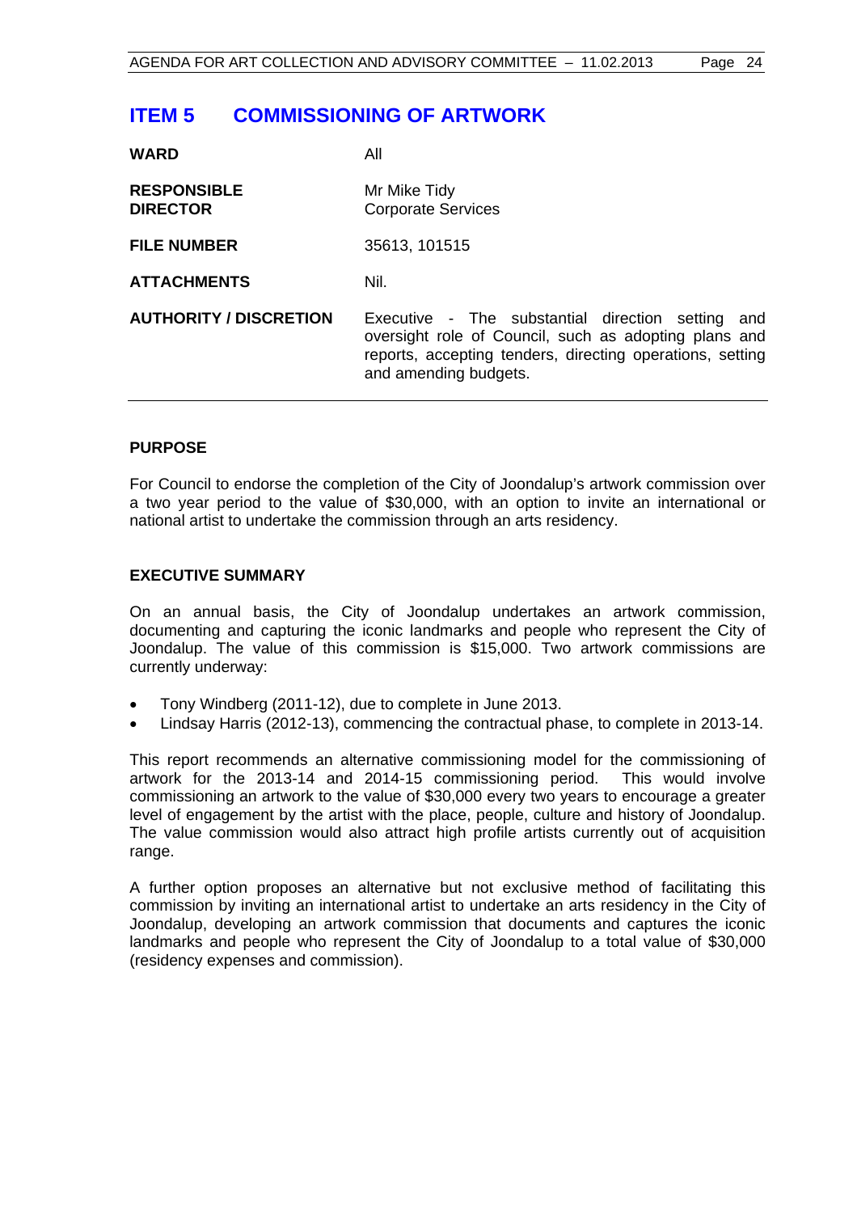# ITEM 5 COMMISSIONING OF ARTWORK

| | |
|---|---|
| **WARD** | All |
| **RESPONSIBLE DIRECTOR** | Mr Mike Tidy<br>Corporate Services |
| **FILE NUMBER** | 35613, 101515 |
| **ATTACHMENTS** | Nil. |
| **AUTHORITY / DISCRETION** | Executive - The substantial direction setting and oversight role of Council, such as adopting plans and reports, accepting tenders, directing operations, setting and amending budgets. |

## PURPOSE

For Council to endorse the completion of the City of Joondalup's artwork commission over a two year period to the value of $30,000, with an option to invite an international or national artist to undertake the commission through an arts residency.

## EXECUTIVE SUMMARY

On an annual basis, the City of Joondalup undertakes an artwork commission, documenting and capturing the iconic landmarks and people who represent the City of Joondalup. The value of this commission is $15,000. Two artwork commissions are currently underway:

- Tony Windberg (2011-12), due to complete in June 2013.
- Lindsay Harris (2012-13), commencing the contractual phase, to complete in 2013-14.

This report recommends an alternative commissioning model for the commissioning of artwork for the 2013-14 and 2014-15 commissioning period. This would involve commissioning an artwork to the value of $30,000 every two years to encourage a greater level of engagement by the artist with the place, people, culture and history of Joondalup. The value commission would also attract high profile artists currently out of acquisition range.

A further option proposes an alternative but not exclusive method of facilitating this commission by inviting an international artist to undertake an arts residency in the City of Joondalup, developing an artwork commission that documents and captures the iconic landmarks and people who represent the City of Joondalup to a total value of $30,000 (residency expenses and commission).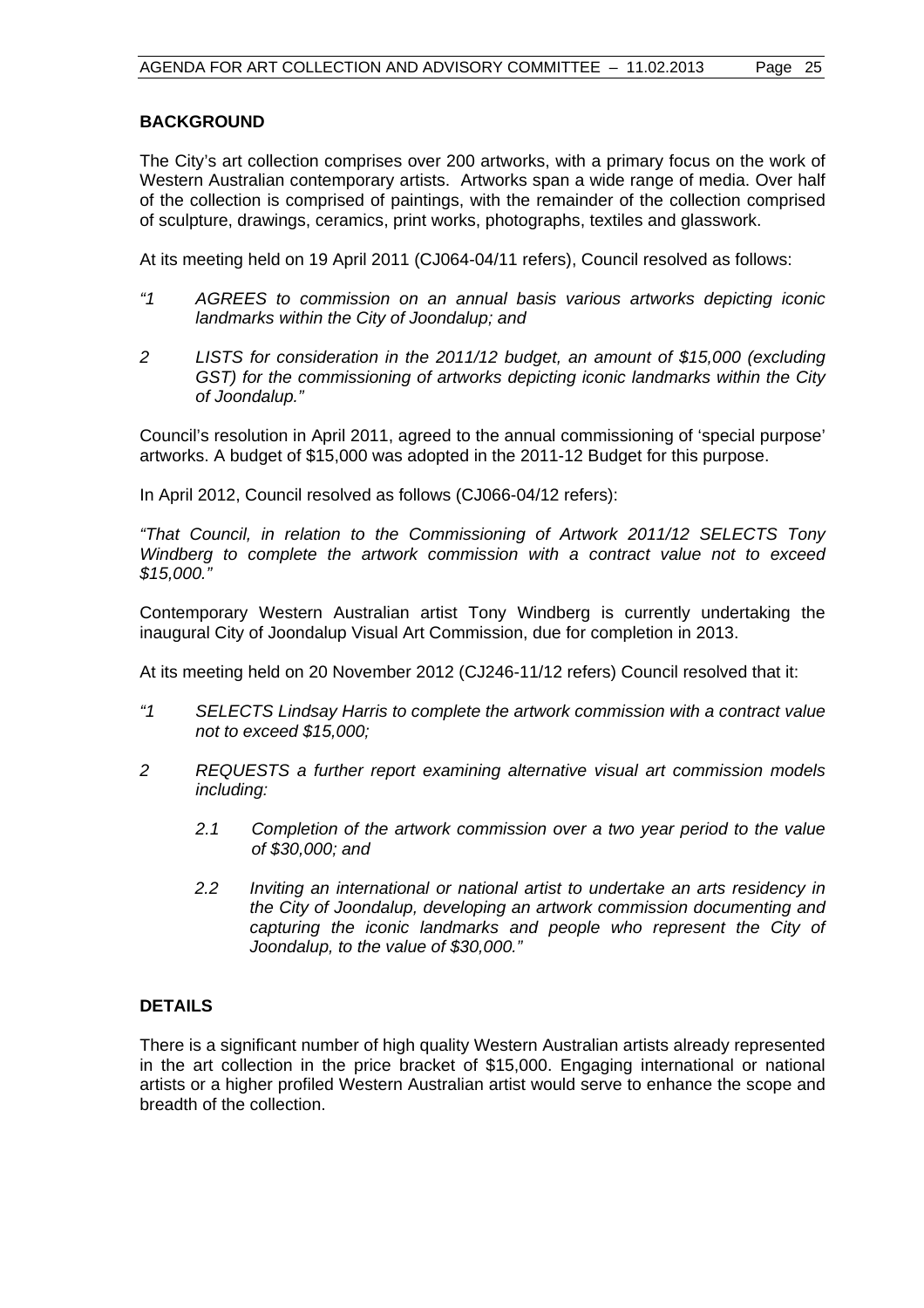## BACKGROUND

The City's art collection comprises over 200 artworks, with a primary focus on the work of Western Australian contemporary artists. Artworks span a wide range of media. Over half of the collection is comprised of paintings, with the remainder of the collection comprised of sculpture, drawings, ceramics, print works, photographs, textiles and glasswork.

At its meeting held on 19 April 2011 (CJ064-04/11 refers), Council resolved as follows:

*"1 AGREES to commission on an annual basis various artworks depicting iconic landmarks within the City of Joondalup; and*

*2 LISTS for consideration in the 2011/12 budget, an amount of $15,000 (excluding GST) for the commissioning of artworks depicting iconic landmarks within the City of Joondalup."*

Council's resolution in April 2011, agreed to the annual commissioning of 'special purpose' artworks. A budget of $15,000 was adopted in the 2011-12 Budget for this purpose.

In April 2012, Council resolved as follows (CJ066-04/12 refers):

*"That Council, in relation to the Commissioning of Artwork 2011/12 SELECTS Tony Windberg to complete the artwork commission with a contract value not to exceed $15,000."*

Contemporary Western Australian artist Tony Windberg is currently undertaking the inaugural City of Joondalup Visual Art Commission, due for completion in 2013.

At its meeting held on 20 November 2012 (CJ246-11/12 refers) Council resolved that it:

*"1 SELECTS Lindsay Harris to complete the artwork commission with a contract value not to exceed $15,000;*

*2 REQUESTS a further report examining alternative visual art commission models including:*

*2.1 Completion of the artwork commission over a two year period to the value of $30,000; and*

*2.2 Inviting an international or national artist to undertake an arts residency in the City of Joondalup, developing an artwork commission documenting and capturing the iconic landmarks and people who represent the City of Joondalup, to the value of $30,000."*

## DETAILS

There is a significant number of high quality Western Australian artists already represented in the art collection in the price bracket of $15,000. Engaging international or national artists or a higher profiled Western Australian artist would serve to enhance the scope and breadth of the collection.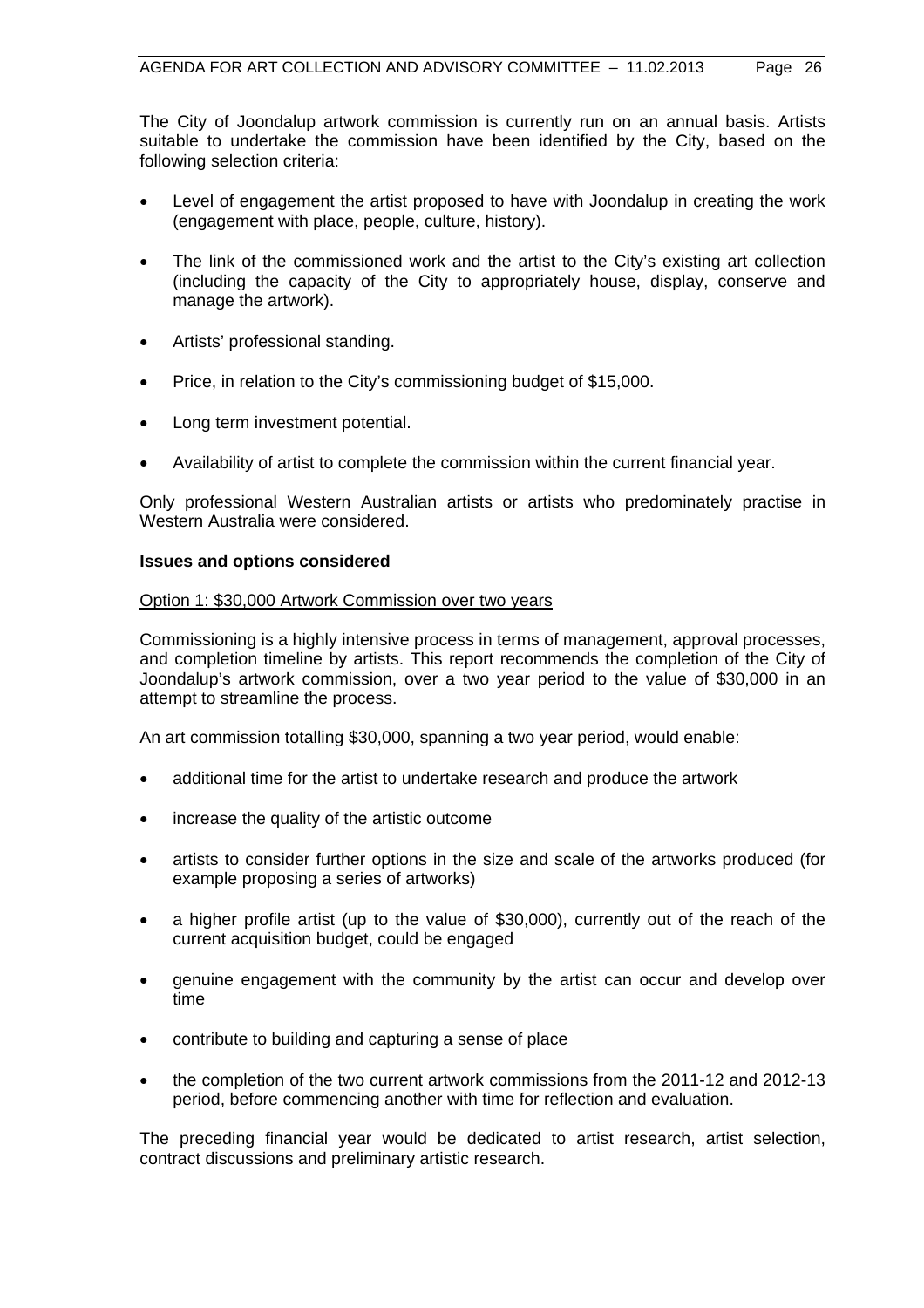The City of Joondalup artwork commission is currently run on an annual basis. Artists suitable to undertake the commission have been identified by the City, based on the following selection criteria:

- Level of engagement the artist proposed to have with Joondalup in creating the work (engagement with place, people, culture, history).
- The link of the commissioned work and the artist to the City's existing art collection (including the capacity of the City to appropriately house, display, conserve and manage the artwork).
- Artists' professional standing.
- Price, in relation to the City's commissioning budget of $15,000.
- Long term investment potential.
- Availability of artist to complete the commission within the current financial year.

Only professional Western Australian artists or artists who predominately practise in Western Australia were considered.

**Issues and options considered**

Option 1: $30,000 Artwork Commission over two years

Commissioning is a highly intensive process in terms of management, approval processes, and completion timeline by artists. This report recommends the completion of the City of Joondalup's artwork commission, over a two year period to the value of $30,000 in an attempt to streamline the process.

An art commission totalling $30,000, spanning a two year period, would enable:

- additional time for the artist to undertake research and produce the artwork
- increase the quality of the artistic outcome
- artists to consider further options in the size and scale of the artworks produced (for example proposing a series of artworks)
- a higher profile artist (up to the value of $30,000), currently out of the reach of the current acquisition budget, could be engaged
- genuine engagement with the community by the artist can occur and develop over time
- contribute to building and capturing a sense of place
- the completion of the two current artwork commissions from the 2011-12 and 2012-13 period, before commencing another with time for reflection and evaluation.

The preceding financial year would be dedicated to artist research, artist selection, contract discussions and preliminary artistic research.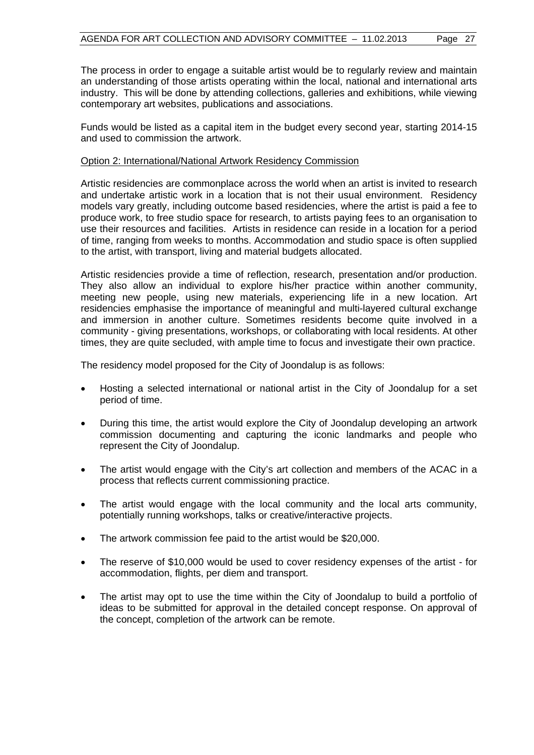The process in order to engage a suitable artist would be to regularly review and maintain an understanding of those artists operating within the local, national and international arts industry. This will be done by attending collections, galleries and exhibitions, while viewing contemporary art websites, publications and associations.

Funds would be listed as a capital item in the budget every second year, starting 2014-15 and used to commission the artwork.

Option 2: International/National Artwork Residency Commission

Artistic residencies are commonplace across the world when an artist is invited to research and undertake artistic work in a location that is not their usual environment. Residency models vary greatly, including outcome based residencies, where the artist is paid a fee to produce work, to free studio space for research, to artists paying fees to an organisation to use their resources and facilities. Artists in residence can reside in a location for a period of time, ranging from weeks to months. Accommodation and studio space is often supplied to the artist, with transport, living and material budgets allocated.

Artistic residencies provide a time of reflection, research, presentation and/or production. They also allow an individual to explore his/her practice within another community, meeting new people, using new materials, experiencing life in a new location. Art residencies emphasise the importance of meaningful and multi-layered cultural exchange and immersion in another culture. Sometimes residents become quite involved in a community - giving presentations, workshops, or collaborating with local residents. At other times, they are quite secluded, with ample time to focus and investigate their own practice.

The residency model proposed for the City of Joondalup is as follows:

- Hosting a selected international or national artist in the City of Joondalup for a set period of time.
- During this time, the artist would explore the City of Joondalup developing an artwork commission documenting and capturing the iconic landmarks and people who represent the City of Joondalup.
- The artist would engage with the City's art collection and members of the ACAC in a process that reflects current commissioning practice.
- The artist would engage with the local community and the local arts community, potentially running workshops, talks or creative/interactive projects.
- The artwork commission fee paid to the artist would be $20,000.
- The reserve of $10,000 would be used to cover residency expenses of the artist - for accommodation, flights, per diem and transport.
- The artist may opt to use the time within the City of Joondalup to build a portfolio of ideas to be submitted for approval in the detailed concept response. On approval of the concept, completion of the artwork can be remote.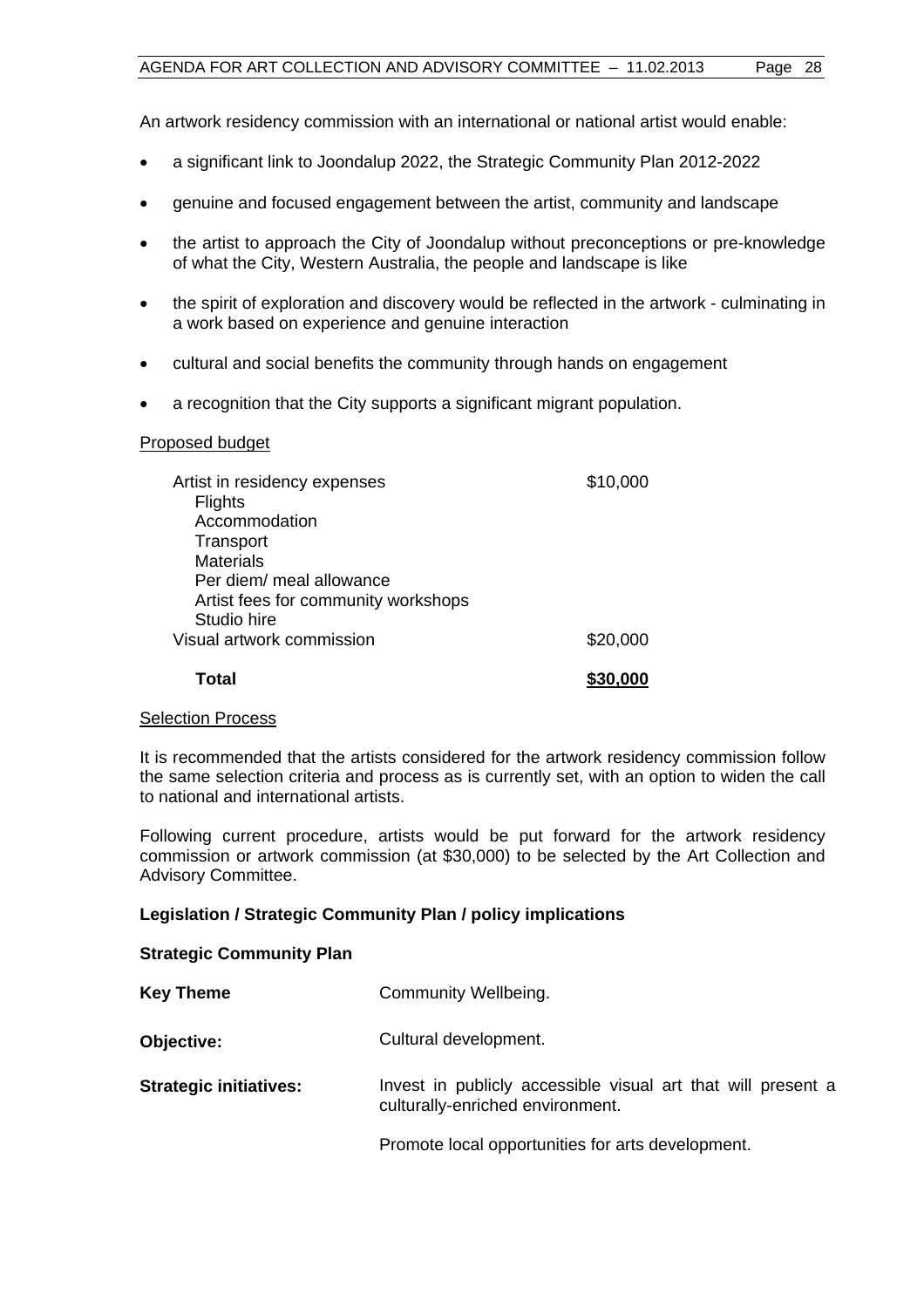An artwork residency commission with an international or national artist would enable:

- a significant link to Joondalup 2022, the Strategic Community Plan 2012-2022
- genuine and focused engagement between the artist, community and landscape
- the artist to approach the City of Joondalup without preconceptions or pre-knowledge of what the City, Western Australia, the people and landscape is like
- the spirit of exploration and discovery would be reflected in the artwork - culminating in a work based on experience and genuine interaction
- cultural and social benefits the community through hands on engagement
- a recognition that the City supports a significant migrant population.

<u>Proposed budget</u>

| | |
|---|---|
| Artist in residency expenses<br>Flights<br>Accommodation<br>Transport<br>Materials<br>Per diem/ meal allowance<br>Artist fees for community workshops<br>Studio hire | $10,000 |
| Visual artwork commission | $20,000 |
| **Total** | **<u>$30,000</u>** |

<u>Selection Process</u>

It is recommended that the artists considered for the artwork residency commission follow the same selection criteria and process as is currently set, with an option to widen the call to national and international artists.

Following current procedure, artists would be put forward for the artwork residency commission or artwork commission (at $30,000) to be selected by the Art Collection and Advisory Committee.

**Legislation / Strategic Community Plan / policy implications**

**Strategic Community Plan**

| | |
|---|---|
| **Key Theme** | Community Wellbeing. |
| **Objective:** | Cultural development. |
| **Strategic initiatives:** | Invest in publicly accessible visual art that will present a culturally-enriched environment.<br><br>Promote local opportunities for arts development. |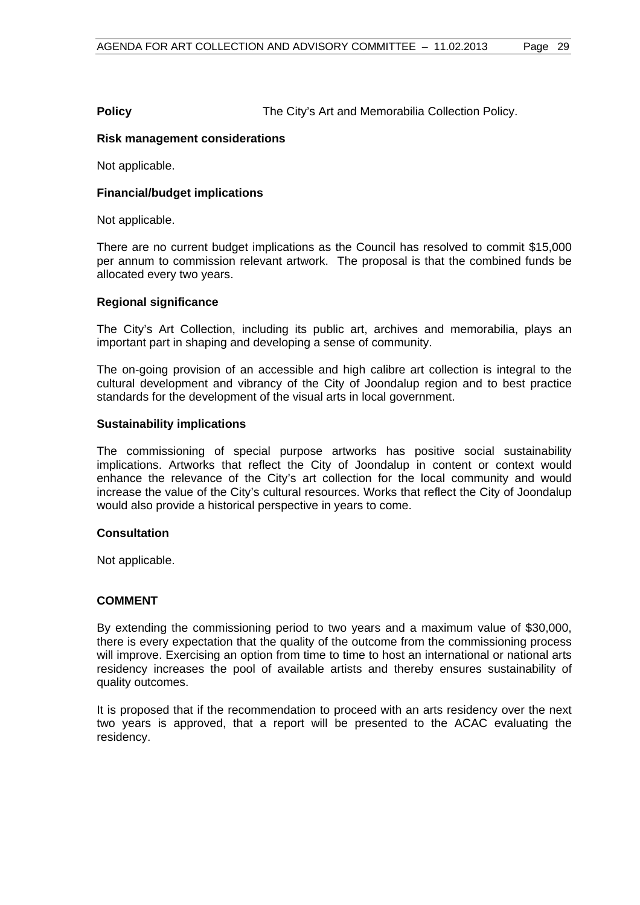**Policy** The City's Art and Memorabilia Collection Policy.

**Risk management considerations**

Not applicable.

**Financial/budget implications**

Not applicable.

There are no current budget implications as the Council has resolved to commit $15,000 per annum to commission relevant artwork. The proposal is that the combined funds be allocated every two years.

**Regional significance**

The City's Art Collection, including its public art, archives and memorabilia, plays an important part in shaping and developing a sense of community.

The on-going provision of an accessible and high calibre art collection is integral to the cultural development and vibrancy of the City of Joondalup region and to best practice standards for the development of the visual arts in local government.

**Sustainability implications**

The commissioning of special purpose artworks has positive social sustainability implications. Artworks that reflect the City of Joondalup in content or context would enhance the relevance of the City's art collection for the local community and would increase the value of the City's cultural resources. Works that reflect the City of Joondalup would also provide a historical perspective in years to come.

**Consultation**

Not applicable.

## COMMENT

By extending the commissioning period to two years and a maximum value of $30,000, there is every expectation that the quality of the outcome from the commissioning process will improve. Exercising an option from time to time to host an international or national arts residency increases the pool of available artists and thereby ensures sustainability of quality outcomes.

It is proposed that if the recommendation to proceed with an arts residency over the next two years is approved, that a report will be presented to the ACAC evaluating the residency.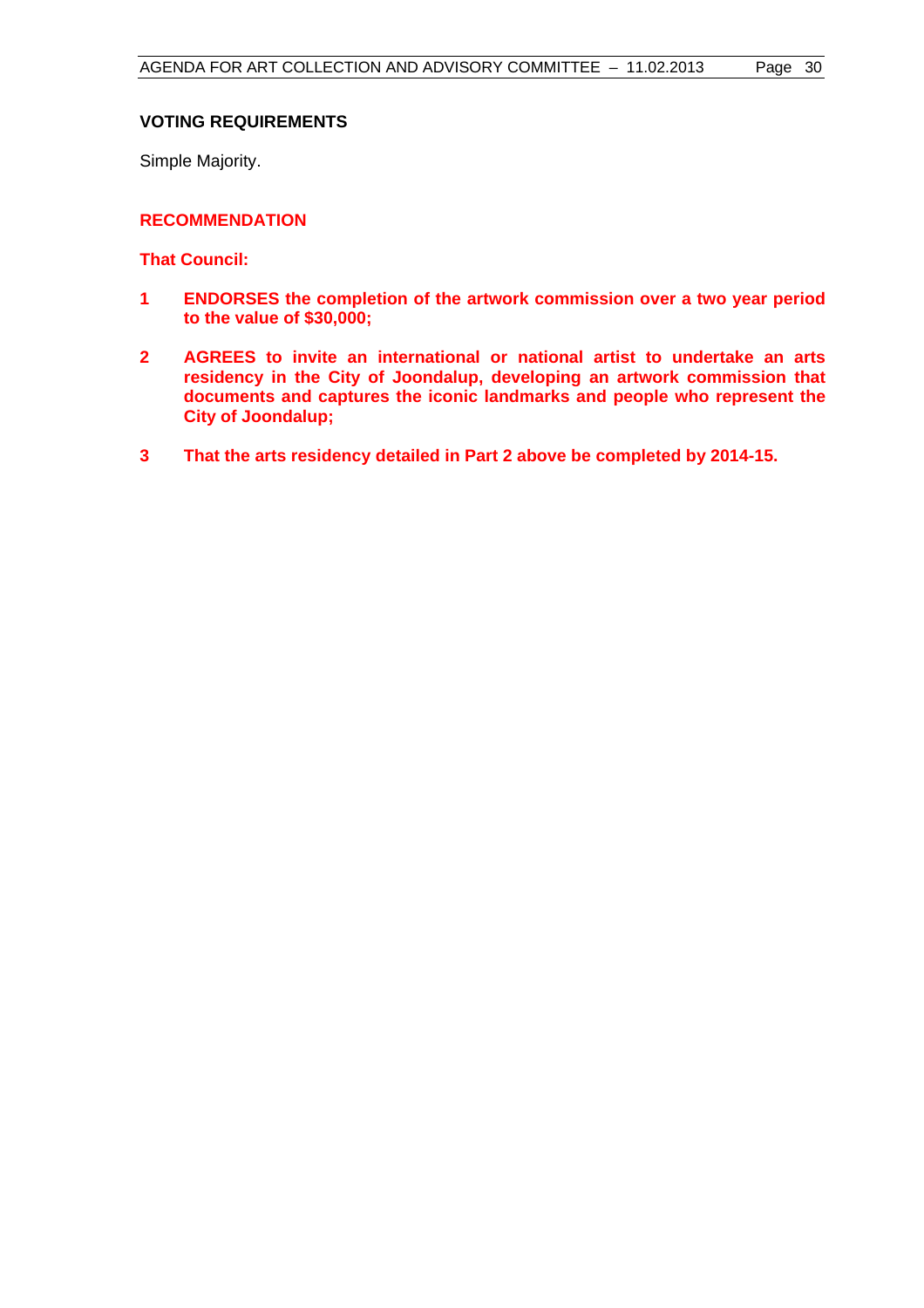## VOTING REQUIREMENTS

Simple Majority.

## RECOMMENDATION

**That Council:**

1. **ENDORSES the completion of the artwork commission over a two year period to the value of $30,000;**

2. **AGREES to invite an international or national artist to undertake an arts residency in the City of Joondalup, developing an artwork commission that documents and captures the iconic landmarks and people who represent the City of Joondalup;**

3. **That the arts residency detailed in Part 2 above be completed by 2014-15.**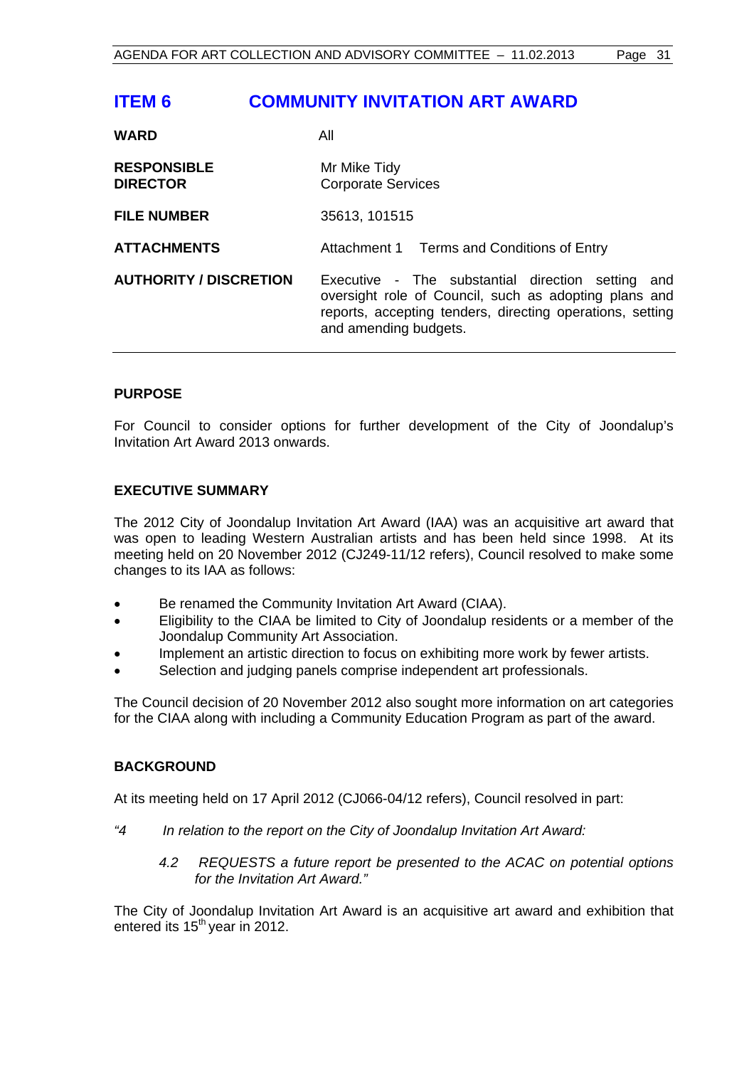# ITEM 6 COMMUNITY INVITATION ART AWARD

| | |
|---|---|
| **WARD** | All |
| **RESPONSIBLE DIRECTOR** | Mr Mike Tidy<br>Corporate Services |
| **FILE NUMBER** | 35613, 101515 |
| **ATTACHMENTS** | Attachment 1 Terms and Conditions of Entry |
| **AUTHORITY / DISCRETION** | Executive - The substantial direction setting and oversight role of Council, such as adopting plans and reports, accepting tenders, directing operations, setting and amending budgets. |

## PURPOSE

For Council to consider options for further development of the City of Joondalup's Invitation Art Award 2013 onwards.

## EXECUTIVE SUMMARY

The 2012 City of Joondalup Invitation Art Award (IAA) was an acquisitive art award that was open to leading Western Australian artists and has been held since 1998. At its meeting held on 20 November 2012 (CJ249-11/12 refers), Council resolved to make some changes to its IAA as follows:

- Be renamed the Community Invitation Art Award (CIAA).
- Eligibility to the CIAA be limited to City of Joondalup residents or a member of the Joondalup Community Art Association.
- Implement an artistic direction to focus on exhibiting more work by fewer artists.
- Selection and judging panels comprise independent art professionals.

The Council decision of 20 November 2012 also sought more information on art categories for the CIAA along with including a Community Education Program as part of the award.

## BACKGROUND

At its meeting held on 17 April 2012 (CJ066-04/12 refers), Council resolved in part:

*"4 In relation to the report on the City of Joondalup Invitation Art Award:*

*4.2 REQUESTS a future report be presented to the ACAC on potential options for the Invitation Art Award."*

The City of Joondalup Invitation Art Award is an acquisitive art award and exhibition that entered its 15th year in 2012.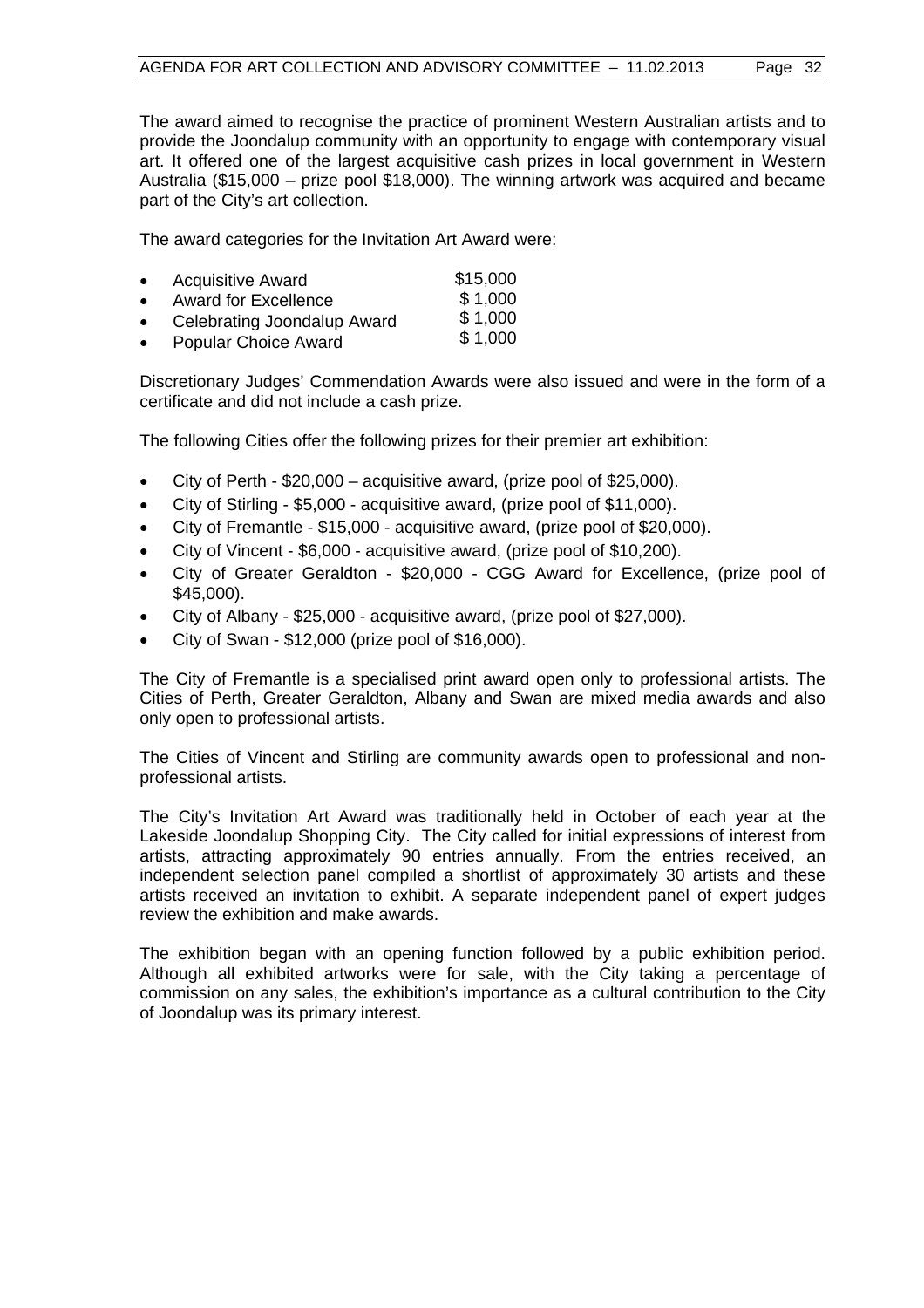The award aimed to recognise the practice of prominent Western Australian artists and to provide the Joondalup community with an opportunity to engage with contemporary visual art. It offered one of the largest acquisitive cash prizes in local government in Western Australia ($15,000 – prize pool $18,000). The winning artwork was acquired and became part of the City's art collection.

The award categories for the Invitation Art Award were:

- Acquisitive Award $15,000
- Award for Excellence $ 1,000
- Celebrating Joondalup Award $ 1,000
- Popular Choice Award $ 1,000

Discretionary Judges' Commendation Awards were also issued and were in the form of a certificate and did not include a cash prize.

The following Cities offer the following prizes for their premier art exhibition:

- City of Perth - $20,000 – acquisitive award, (prize pool of $25,000).
- City of Stirling - $5,000 - acquisitive award, (prize pool of $11,000).
- City of Fremantle - $15,000 - acquisitive award, (prize pool of $20,000).
- City of Vincent - $6,000 - acquisitive award, (prize pool of $10,200).
- City of Greater Geraldton - $20,000 - CGG Award for Excellence, (prize pool of $45,000).
- City of Albany - $25,000 - acquisitive award, (prize pool of $27,000).
- City of Swan - $12,000 (prize pool of $16,000).

The City of Fremantle is a specialised print award open only to professional artists. The Cities of Perth, Greater Geraldton, Albany and Swan are mixed media awards and also only open to professional artists.

The Cities of Vincent and Stirling are community awards open to professional and non-professional artists.

The City's Invitation Art Award was traditionally held in October of each year at the Lakeside Joondalup Shopping City. The City called for initial expressions of interest from artists, attracting approximately 90 entries annually. From the entries received, an independent selection panel compiled a shortlist of approximately 30 artists and these artists received an invitation to exhibit. A separate independent panel of expert judges review the exhibition and make awards.

The exhibition began with an opening function followed by a public exhibition period. Although all exhibited artworks were for sale, with the City taking a percentage of commission on any sales, the exhibition's importance as a cultural contribution to the City of Joondalup was its primary interest.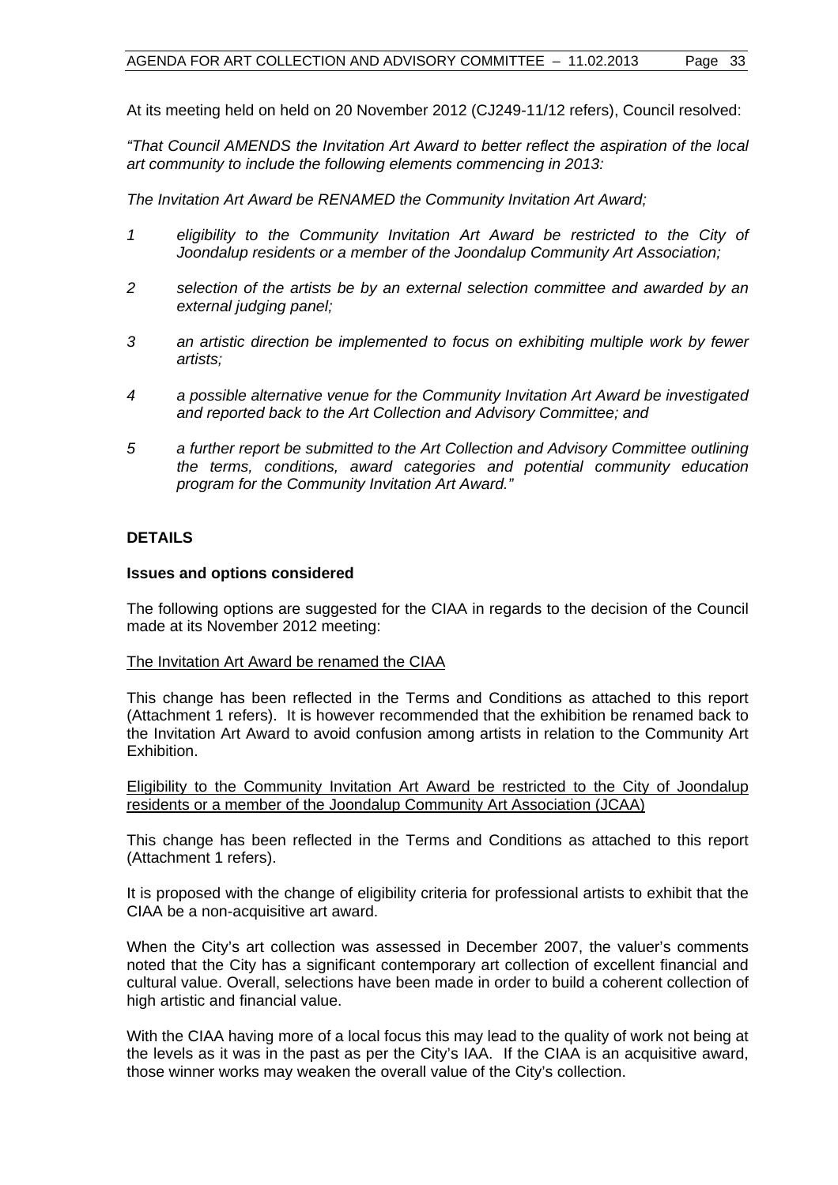At its meeting held on held on 20 November 2012 (CJ249-11/12 refers), Council resolved:

*"That Council AMENDS the Invitation Art Award to better reflect the aspiration of the local art community to include the following elements commencing in 2013:*

*The Invitation Art Award be RENAMED the Community Invitation Art Award;*

1. *eligibility to the Community Invitation Art Award be restricted to the City of Joondalup residents or a member of the Joondalup Community Art Association;*
2. *selection of the artists be by an external selection committee and awarded by an external judging panel;*
3. *an artistic direction be implemented to focus on exhibiting multiple work by fewer artists;*
4. *a possible alternative venue for the Community Invitation Art Award be investigated and reported back to the Art Collection and Advisory Committee; and*
5. *a further report be submitted to the Art Collection and Advisory Committee outlining the terms, conditions, award categories and potential community education program for the Community Invitation Art Award."*

## DETAILS

### Issues and options considered

The following options are suggested for the CIAA in regards to the decision of the Council made at its November 2012 meeting:

<u>The Invitation Art Award be renamed the CIAA</u>

This change has been reflected in the Terms and Conditions as attached to this report (Attachment 1 refers). It is however recommended that the exhibition be renamed back to the Invitation Art Award to avoid confusion among artists in relation to the Community Art Exhibition.

<u>Eligibility to the Community Invitation Art Award be restricted to the City of Joondalup residents or a member of the Joondalup Community Art Association (JCAA)</u>

This change has been reflected in the Terms and Conditions as attached to this report (Attachment 1 refers).

It is proposed with the change of eligibility criteria for professional artists to exhibit that the CIAA be a non-acquisitive art award.

When the City's art collection was assessed in December 2007, the valuer's comments noted that the City has a significant contemporary art collection of excellent financial and cultural value. Overall, selections have been made in order to build a coherent collection of high artistic and financial value.

With the CIAA having more of a local focus this may lead to the quality of work not being at the levels as it was in the past as per the City's IAA. If the CIAA is an acquisitive award, those winner works may weaken the overall value of the City's collection.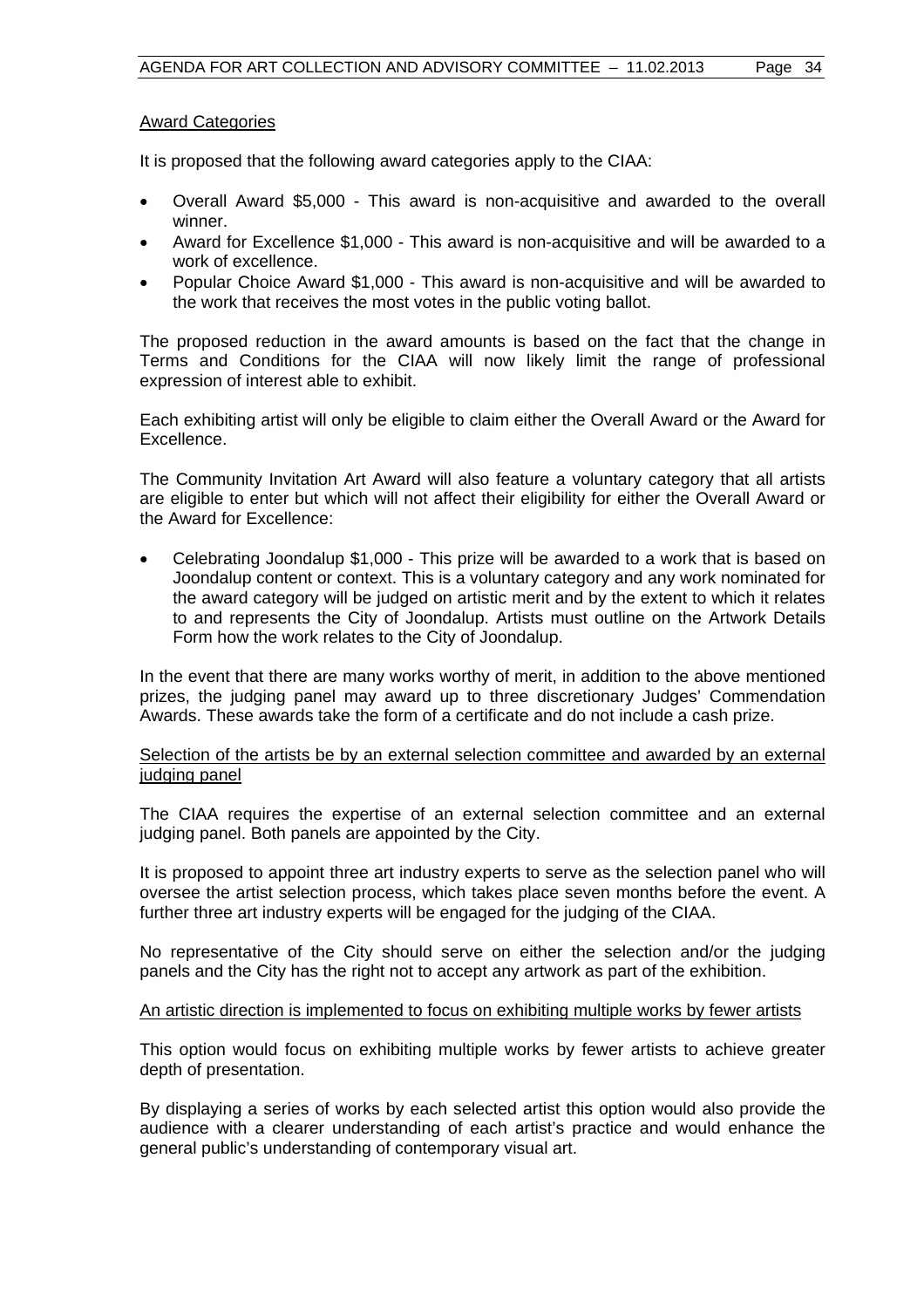Award Categories

It is proposed that the following award categories apply to the CIAA:

- Overall Award $5,000 - This award is non-acquisitive and awarded to the overall winner.
- Award for Excellence $1,000 - This award is non-acquisitive and will be awarded to a work of excellence.
- Popular Choice Award $1,000 - This award is non-acquisitive and will be awarded to the work that receives the most votes in the public voting ballot.

The proposed reduction in the award amounts is based on the fact that the change in Terms and Conditions for the CIAA will now likely limit the range of professional expression of interest able to exhibit.

Each exhibiting artist will only be eligible to claim either the Overall Award or the Award for Excellence.

The Community Invitation Art Award will also feature a voluntary category that all artists are eligible to enter but which will not affect their eligibility for either the Overall Award or the Award for Excellence:

- Celebrating Joondalup $1,000 - This prize will be awarded to a work that is based on Joondalup content or context. This is a voluntary category and any work nominated for the award category will be judged on artistic merit and by the extent to which it relates to and represents the City of Joondalup. Artists must outline on the Artwork Details Form how the work relates to the City of Joondalup.

In the event that there are many works worthy of merit, in addition to the above mentioned prizes, the judging panel may award up to three discretionary Judges' Commendation Awards. These awards take the form of a certificate and do not include a cash prize.

Selection of the artists be by an external selection committee and awarded by an external judging panel

The CIAA requires the expertise of an external selection committee and an external judging panel. Both panels are appointed by the City.

It is proposed to appoint three art industry experts to serve as the selection panel who will oversee the artist selection process, which takes place seven months before the event. A further three art industry experts will be engaged for the judging of the CIAA.

No representative of the City should serve on either the selection and/or the judging panels and the City has the right not to accept any artwork as part of the exhibition.

An artistic direction is implemented to focus on exhibiting multiple works by fewer artists

This option would focus on exhibiting multiple works by fewer artists to achieve greater depth of presentation.

By displaying a series of works by each selected artist this option would also provide the audience with a clearer understanding of each artist's practice and would enhance the general public's understanding of contemporary visual art.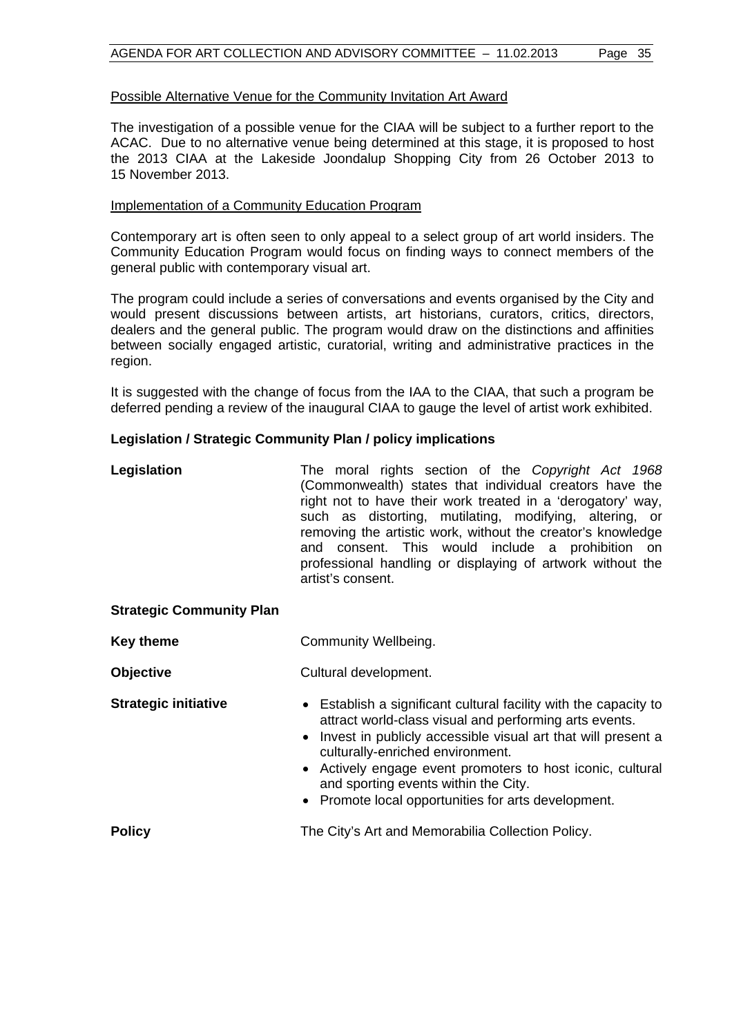Possible Alternative Venue for the Community Invitation Art Award

The investigation of a possible venue for the CIAA will be subject to a further report to the ACAC. Due to no alternative venue being determined at this stage, it is proposed to host the 2013 CIAA at the Lakeside Joondalup Shopping City from 26 October 2013 to 15 November 2013.

Implementation of a Community Education Program

Contemporary art is often seen to only appeal to a select group of art world insiders. The Community Education Program would focus on finding ways to connect members of the general public with contemporary visual art.

The program could include a series of conversations and events organised by the City and would present discussions between artists, art historians, curators, critics, directors, dealers and the general public. The program would draw on the distinctions and affinities between socially engaged artistic, curatorial, writing and administrative practices in the region.

It is suggested with the change of focus from the IAA to the CIAA, that such a program be deferred pending a review of the inaugural CIAA to gauge the level of artist work exhibited.

**Legislation / Strategic Community Plan / policy implications**

**Legislation** The moral rights section of the *Copyright Act 1968* (Commonwealth) states that individual creators have the right not to have their work treated in a 'derogatory' way, such as distorting, mutilating, modifying, altering, or removing the artistic work, without the creator's knowledge and consent. This would include a prohibition on professional handling or displaying of artwork without the artist's consent.

**Strategic Community Plan**

**Key theme** Community Wellbeing.

**Objective** Cultural development.

**Strategic initiative**

- Establish a significant cultural facility with the capacity to attract world-class visual and performing arts events.
- Invest in publicly accessible visual art that will present a culturally-enriched environment.
- Actively engage event promoters to host iconic, cultural and sporting events within the City.
- Promote local opportunities for arts development.

**Policy** The City's Art and Memorabilia Collection Policy.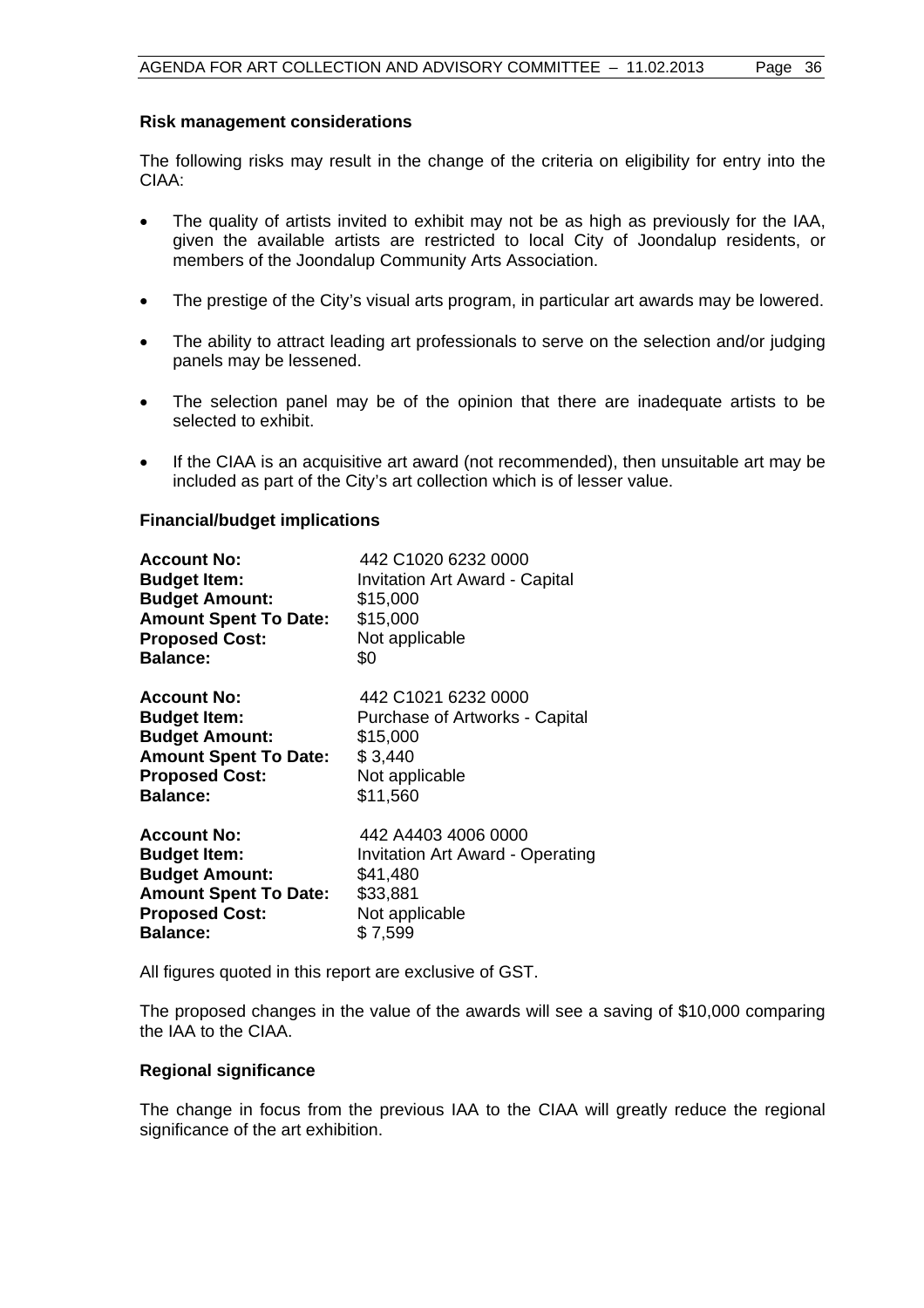**Risk management considerations**

The following risks may result in the change of the criteria on eligibility for entry into the CIAA:

- The quality of artists invited to exhibit may not be as high as previously for the IAA, given the available artists are restricted to local City of Joondalup residents, or members of the Joondalup Community Arts Association.
- The prestige of the City's visual arts program, in particular art awards may be lowered.
- The ability to attract leading art professionals to serve on the selection and/or judging panels may be lessened.
- The selection panel may be of the opinion that there are inadequate artists to be selected to exhibit.
- If the CIAA is an acquisitive art award (not recommended), then unsuitable art may be included as part of the City's art collection which is of lesser value.

**Financial/budget implications**

| | |
|---|---|
| **Account No:** | 442 C1020 6232 0000 |
| **Budget Item:** | Invitation Art Award - Capital |
| **Budget Amount:** | $15,000 |
| **Amount Spent To Date:** | $15,000 |
| **Proposed Cost:** | Not applicable |
| **Balance:** | $0 |

| | |
|---|---|
| **Account No:** | 442 C1021 6232 0000 |
| **Budget Item:** | Purchase of Artworks - Capital |
| **Budget Amount:** | $15,000 |
| **Amount Spent To Date:** | $ 3,440 |
| **Proposed Cost:** | Not applicable |
| **Balance:** | $11,560 |

| | |
|---|---|
| **Account No:** | 442 A4403 4006 0000 |
| **Budget Item:** | Invitation Art Award - Operating |
| **Budget Amount:** | $41,480 |
| **Amount Spent To Date:** | $33,881 |
| **Proposed Cost:** | Not applicable |
| **Balance:** | $ 7,599 |

All figures quoted in this report are exclusive of GST.

The proposed changes in the value of the awards will see a saving of $10,000 comparing the IAA to the CIAA.

**Regional significance**

The change in focus from the previous IAA to the CIAA will greatly reduce the regional significance of the art exhibition.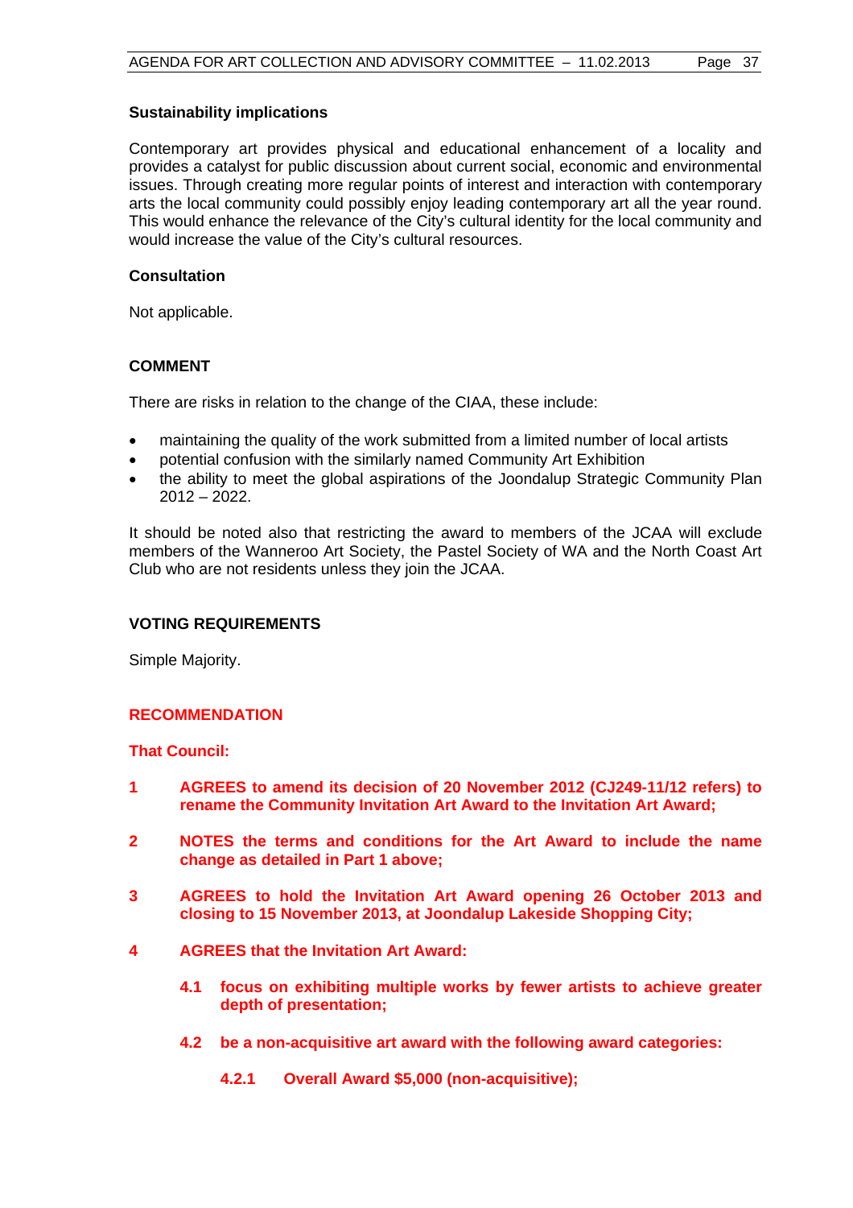**Sustainability implications**

Contemporary art provides physical and educational enhancement of a locality and provides a catalyst for public discussion about current social, economic and environmental issues. Through creating more regular points of interest and interaction with contemporary arts the local community could possibly enjoy leading contemporary art all the year round. This would enhance the relevance of the City's cultural identity for the local community and would increase the value of the City's cultural resources.

**Consultation**

Not applicable.

**COMMENT**

There are risks in relation to the change of the CIAA, these include:

- maintaining the quality of the work submitted from a limited number of local artists
- potential confusion with the similarly named Community Art Exhibition
- the ability to meet the global aspirations of the Joondalup Strategic Community Plan 2012 – 2022.

It should be noted also that restricting the award to members of the JCAA will exclude members of the Wanneroo Art Society, the Pastel Society of WA and the North Coast Art Club who are not residents unless they join the JCAA.

**VOTING REQUIREMENTS**

Simple Majority.

**RECOMMENDATION**

**That Council:**

**1** **AGREES to amend its decision of 20 November 2012 (CJ249-11/12 refers) to rename the Community Invitation Art Award to the Invitation Art Award;**

**2** **NOTES the terms and conditions for the Art Award to include the name change as detailed in Part 1 above;**

**3** **AGREES to hold the Invitation Art Award opening 26 October 2013 and closing to 15 November 2013, at Joondalup Lakeside Shopping City;**

**4** **AGREES that the Invitation Art Award:**

**4.1** **focus on exhibiting multiple works by fewer artists to achieve greater depth of presentation;**

**4.2** **be a non-acquisitive art award with the following award categories:**

**4.2.1** **Overall Award $5,000 (non-acquisitive);**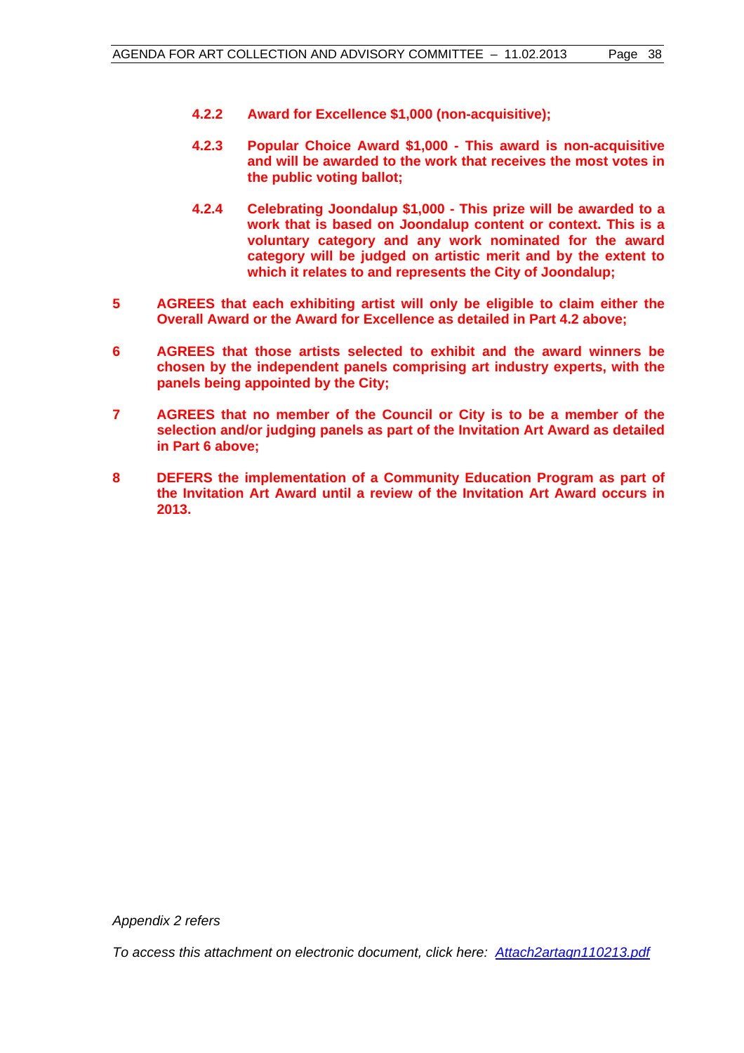**4.2.2 Award for Excellence $1,000 (non-acquisitive);**

**4.2.3 Popular Choice Award $1,000 - This award is non-acquisitive and will be awarded to the work that receives the most votes in the public voting ballot;**

**4.2.4 Celebrating Joondalup $1,000 - This prize will be awarded to a work that is based on Joondalup content or context. This is a voluntary category and any work nominated for the award category will be judged on artistic merit and by the extent to which it relates to and represents the City of Joondalup;**

**5 AGREES that each exhibiting artist will only be eligible to claim either the Overall Award or the Award for Excellence as detailed in Part 4.2 above;**

**6 AGREES that those artists selected to exhibit and the award winners be chosen by the independent panels comprising art industry experts, with the panels being appointed by the City;**

**7 AGREES that no member of the Council or City is to be a member of the selection and/or judging panels as part of the Invitation Art Award as detailed in Part 6 above;**

**8 DEFERS the implementation of a Community Education Program as part of the Invitation Art Award until a review of the Invitation Art Award occurs in 2013.**

*Appendix 2 refers*

*To access this attachment on electronic document, click here: [Attach2artagn110213.pdf](Attach2artagn110213.pdf)*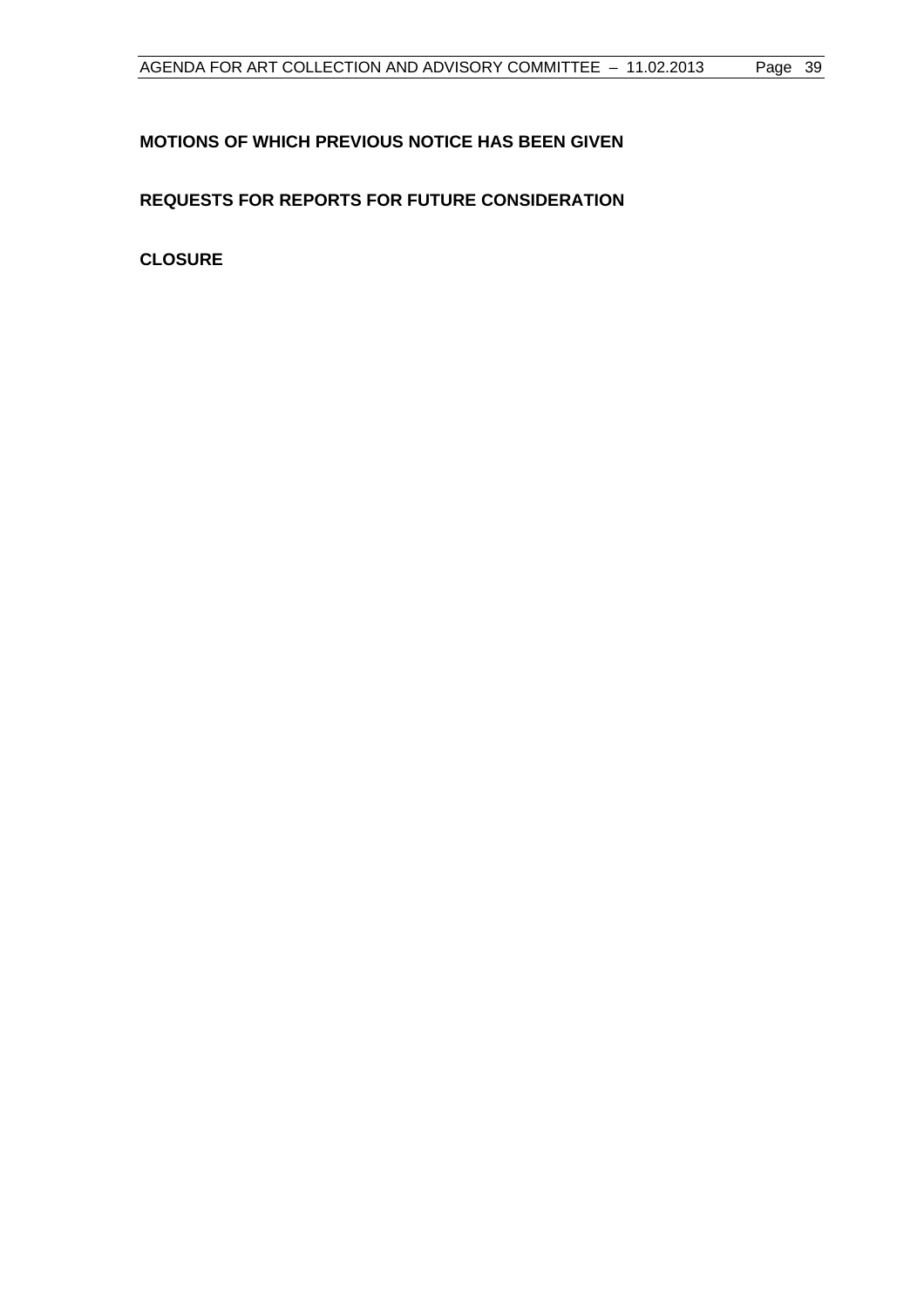**MOTIONS OF WHICH PREVIOUS NOTICE HAS BEEN GIVEN**

**REQUESTS FOR REPORTS FOR FUTURE CONSIDERATION**

**CLOSURE**